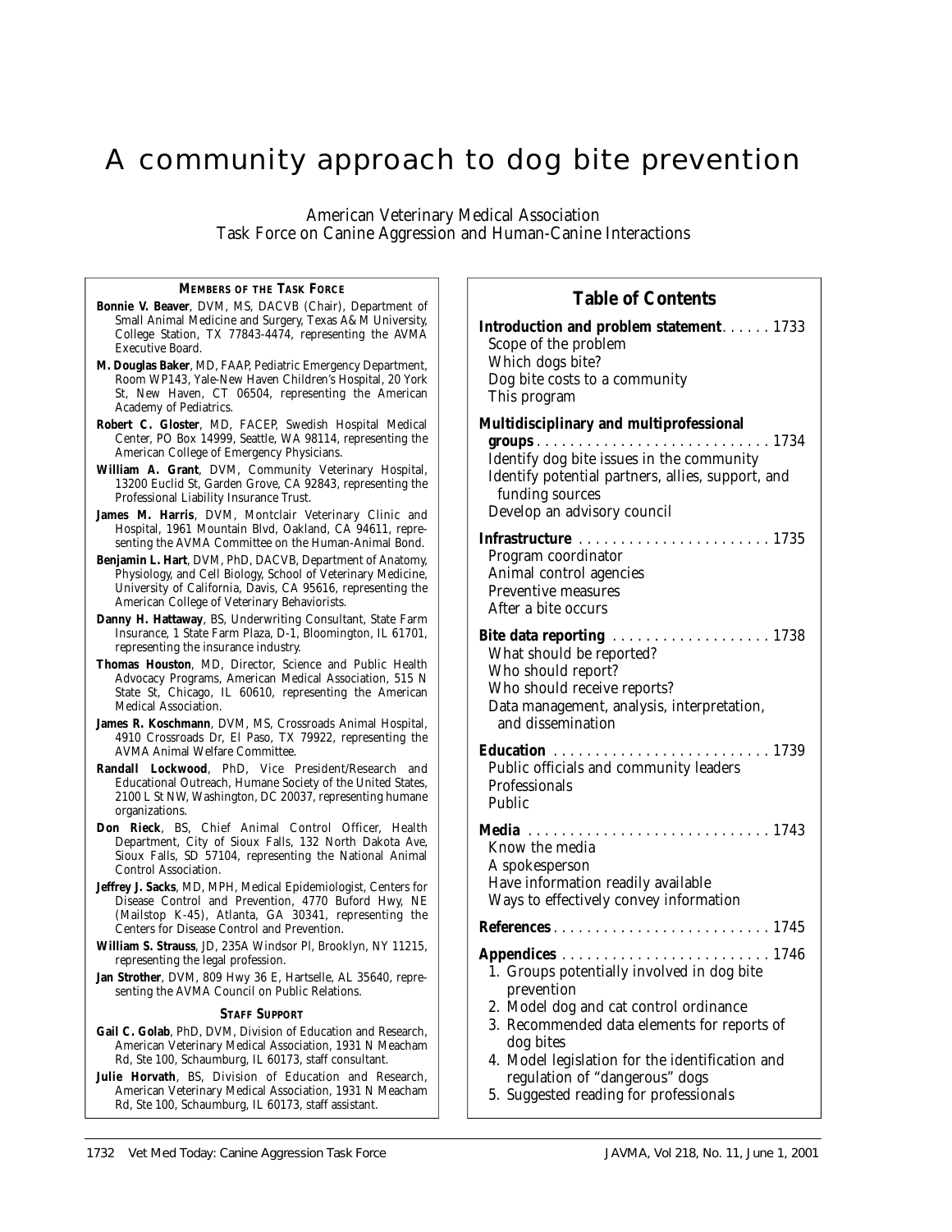# A community approach to dog bite prevention

American Veterinary Medical Association
Task Force on Canine Aggression and Human-Canine Interactions

**MEMBERS OF THE TASK FORCE**

**Bonnie V. Beaver**, DVM, MS, DACVB (Chair), Department of Small Animal Medicine and Surgery, Texas A& M University, College Station, TX 77843-4474, representing the AVMA Executive Board.

**M. Douglas Baker**, MD, FAAP, Pediatric Emergency Department, Room WP143, Yale-New Haven Children's Hospital, 20 York St, New Haven, CT 06504, representing the American Academy of Pediatrics.

**Robert C. Gloster**, MD, FACEP, Swedish Hospital Medical Center, PO Box 14999, Seattle, WA 98114, representing the American College of Emergency Physicians.

**William A. Grant**, DVM, Community Veterinary Hospital, 13200 Euclid St, Garden Grove, CA 92843, representing the Professional Liability Insurance Trust.

**James M. Harris**, DVM, Montclair Veterinary Clinic and Hospital, 1961 Mountain Blvd, Oakland, CA 94611, representing the AVMA Committee on the Human-Animal Bond.

**Benjamin L. Hart**, DVM, PhD, DACVB, Department of Anatomy, Physiology, and Cell Biology, School of Veterinary Medicine, University of California, Davis, CA 95616, representing the American College of Veterinary Behaviorists.

**Danny H. Hattaway**, BS, Underwriting Consultant, State Farm Insurance, 1 State Farm Plaza, D-1, Bloomington, IL 61701, representing the insurance industry.

**Thomas Houston**, MD, Director, Science and Public Health Advocacy Programs, American Medical Association, 515 N State St, Chicago, IL 60610, representing the American Medical Association.

**James R. Koschmann**, DVM, MS, Crossroads Animal Hospital, 4910 Crossroads Dr, El Paso, TX 79922, representing the AVMA Animal Welfare Committee.

**Randall Lockwood**, PhD, Vice President/Research and Educational Outreach, Humane Society of the United States, 2100 L St NW, Washington, DC 20037, representing humane organizations.

**Don Rieck**, BS, Chief Animal Control Officer, Health Department, City of Sioux Falls, 132 North Dakota Ave, Sioux Falls, SD 57104, representing the National Animal Control Association.

**Jeffrey J. Sacks**, MD, MPH, Medical Epidemiologist, Centers for Disease Control and Prevention, 4770 Buford Hwy, NE (Mailstop K-45), Atlanta, GA 30341, representing the Centers for Disease Control and Prevention.

**William S. Strauss**, JD, 235A Windsor Pl, Brooklyn, NY 11215, representing the legal profession.

**Jan Strother**, DVM, 809 Hwy 36 E, Hartselle, AL 35640, representing the AVMA Council on Public Relations.

**STAFF SUPPORT**

**Gail C. Golab**, PhD, DVM, Division of Education and Research, American Veterinary Medical Association, 1931 N Meacham Rd, Ste 100, Schaumburg, IL 60173, staff consultant.

**Julie Horvath**, BS, Division of Education and Research, American Veterinary Medical Association, 1931 N Meacham Rd, Ste 100, Schaumburg, IL 60173, staff assistant.

## Table of Contents

**Introduction and problem statement** . . . . . . 1733
- Scope of the problem
- Which dogs bite?
- Dog bite costs to a community
- This program

**Multidisciplinary and multiprofessional groups** . . . . . . 1734
- Identify dog bite issues in the community
- Identify potential partners, allies, support, and funding sources
- Develop an advisory council

**Infrastructure** . . . . . . 1735
- Program coordinator
- Animal control agencies
- Preventive measures
- After a bite occurs

**Bite data reporting** . . . . . . 1738
- What should be reported?
- Who should report?
- Who should receive reports?
- Data management, analysis, interpretation, and dissemination

**Education** . . . . . . 1739
- Public officials and community leaders
- Professionals
- Public

**Media** . . . . . . 1743
- Know the media
- A spokesperson
- Have information readily available
- Ways to effectively convey information

**References** . . . . . . 1745

**Appendices** . . . . . . 1746
1. Groups potentially involved in dog bite prevention
2. Model dog and cat control ordinance
3. Recommended data elements for reports of dog bites
4. Model legislation for the identification and regulation of "dangerous" dogs
5. Suggested reading for professionals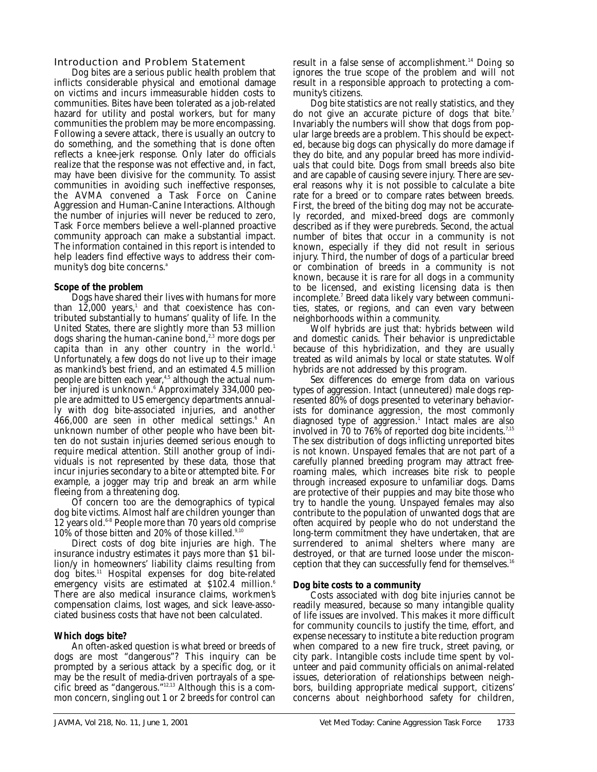## Introduction and Problem Statement

Dog bites are a serious public health problem that inflicts considerable physical and emotional damage on victims and incurs immeasurable hidden costs to communities. Bites have been tolerated as a job-related hazard for utility and postal workers, but for many communities the problem may be more encompassing. Following a severe attack, there is usually an outcry to do something, and the something that is done often reflects a knee-jerk response. Only later do officials realize that the response was not effective and, in fact, may have been divisive for the community. To assist communities in avoiding such ineffective responses, the AVMA convened a Task Force on Canine Aggression and Human-Canine Interactions. Although the number of injuries will never be reduced to zero, Task Force members believe a well-planned proactive community approach can make a substantial impact. The information contained in this report is intended to help leaders find effective ways to address their community's dog bite concerns.[a]

### Scope of the problem

Dogs have shared their lives with humans for more than 12,000 years,[1] and that coexistence has contributed substantially to humans' quality of life. In the United States, there are slightly more than 53 million dogs sharing the human-canine bond,[2,3] more dogs per capita than in any other country in the world.[1] Unfortunately, a few dogs do not live up to their image as mankind's best friend, and an estimated 4.5 million people are bitten each year,[4,5] although the actual number injured is unknown.[6] Approximately 334,000 people are admitted to US emergency departments annually with dog bite-associated injuries, and another 466,000 are seen in other medical settings.[6] An unknown number of other people who have been bitten do not sustain injuries deemed serious enough to require medical attention. Still another group of individuals is not represented by these data, those that incur injuries secondary to a bite or attempted bite. For example, a jogger may trip and break an arm while fleeing from a threatening dog.

Of concern too are the demographics of typical dog bite victims. Almost half are children younger than 12 years old.[6-8] People more than 70 years old comprise 10% of those bitten and 20% of those killed.[9,10]

Direct costs of dog bite injuries are high. The insurance industry estimates it pays more than $1 billion/y in homeowners' liability claims resulting from dog bites.[11] Hospital expenses for dog bite-related emergency visits are estimated at $102.4 million.[6] There are also medical insurance claims, workmen's compensation claims, lost wages, and sick leave-associated business costs that have not been calculated.

### Which dogs bite?

An often-asked question is what breed or breeds of dogs are most "dangerous"? This inquiry can be prompted by a serious attack by a specific dog, or it may be the result of media-driven portrayals of a specific breed as "dangerous."[12,13] Although this is a common concern, singling out 1 or 2 breeds for control can result in a false sense of accomplishment.[14] Doing so ignores the true scope of the problem and will not result in a responsible approach to protecting a community's citizens.

Dog bite statistics are not really statistics, and they do not give an accurate picture of dogs that bite.[7] Invariably the numbers will show that dogs from popular large breeds are a problem. This should be expected, because big dogs can physically do more damage if they do bite, and any popular breed has more individuals that could bite. Dogs from small breeds also bite and are capable of causing severe injury. There are several reasons why it is not possible to calculate a bite rate for a breed or to compare rates between breeds. First, the breed of the biting dog may not be accurately recorded, and mixed-breed dogs are commonly described as if they were purebreds. Second, the actual number of bites that occur in a community is not known, especially if they did not result in serious injury. Third, the number of dogs of a particular breed or combination of breeds in a community is not known, because it is rare for all dogs in a community to be licensed, and existing licensing data is then incomplete.[7] Breed data likely vary between communities, states, or regions, and can even vary between neighborhoods within a community.

Wolf hybrids are just that: hybrids between wild and domestic canids. Their behavior is unpredictable because of this hybridization, and they are usually treated as wild animals by local or state statutes. Wolf hybrids are not addressed by this program.

Sex differences do emerge from data on various types of aggression. Intact (unneutered) male dogs represented 80% of dogs presented to veterinary behaviorists for dominance aggression, the most commonly diagnosed type of aggression.[1] Intact males are also involved in 70 to 76% of reported dog bite incidents.[7,15] The sex distribution of dogs inflicting unreported bites is not known. Unspayed females that are not part of a carefully planned breeding program may attract free-roaming males, which increases bite risk to people through increased exposure to unfamiliar dogs. Dams are protective of their puppies and may bite those who try to handle the young. Unspayed females may also contribute to the population of unwanted dogs that are often acquired by people who do not understand the long-term commitment they have undertaken, that are surrendered to animal shelters where many are destroyed, or that are turned loose under the misconception that they can successfully fend for themselves.[16]

### Dog bite costs to a community

Costs associated with dog bite injuries cannot be readily measured, because so many intangible quality of life issues are involved. This makes it more difficult for community councils to justify the time, effort, and expense necessary to institute a bite reduction program when compared to a new fire truck, street paving, or city park. Intangible costs include time spent by volunteer and paid community officials on animal-related issues, deterioration of relationships between neighbors, building appropriate medical support, citizens' concerns about neighborhood safety for children,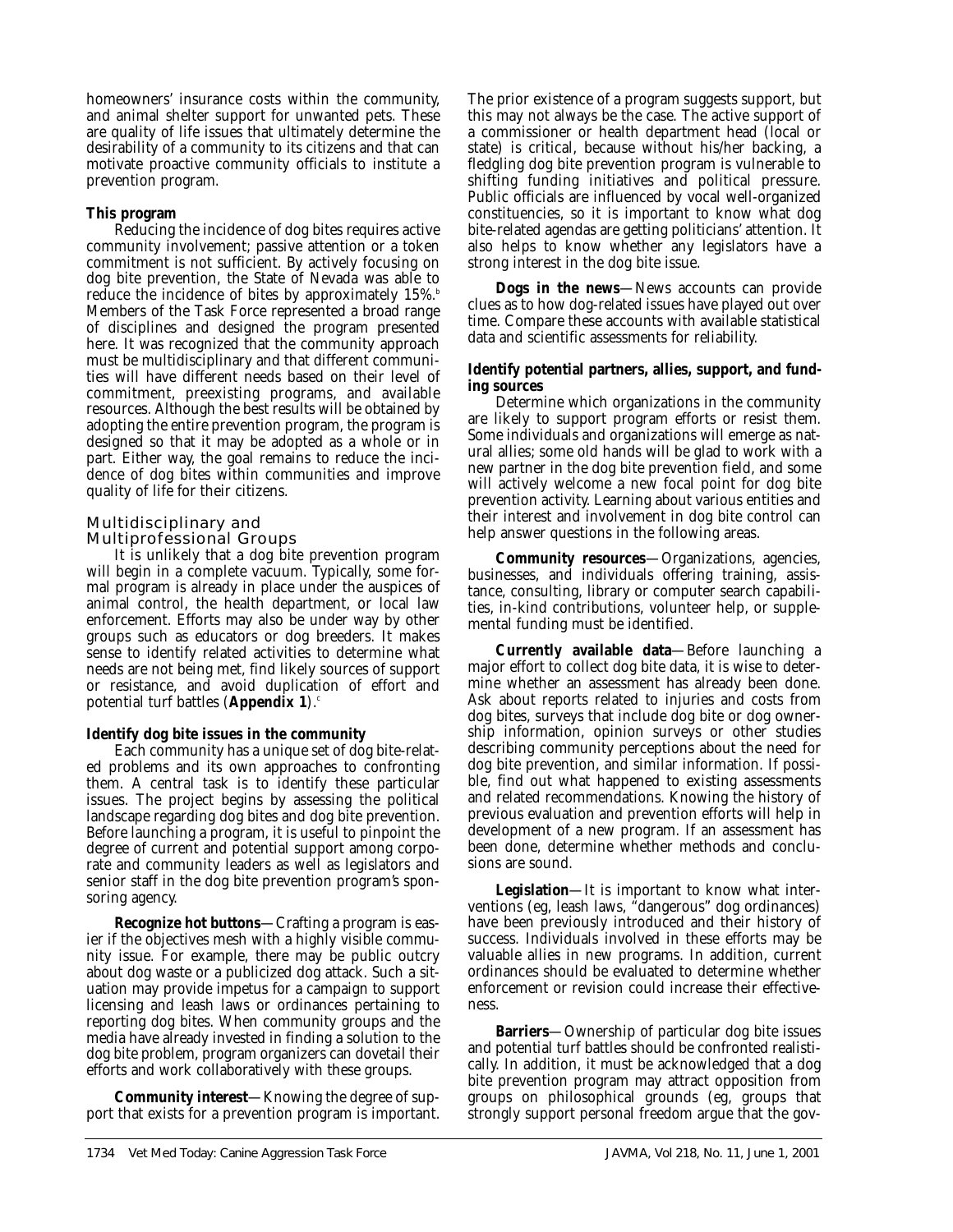homeowners' insurance costs within the community, and animal shelter support for unwanted pets. These are quality of life issues that ultimately determine the desirability of a community to its citizens and that can motivate proactive community officials to institute a prevention program.

**This program**

Reducing the incidence of dog bites requires active community involvement; passive attention or a token commitment is not sufficient. By actively focusing on dog bite prevention, the State of Nevada was able to reduce the incidence of bites by approximately 15%.[b] Members of the Task Force represented a broad range of disciplines and designed the program presented here. It was recognized that the community approach must be multidisciplinary and that different communities will have different needs based on their level of commitment, preexisting programs, and available resources. Although the best results will be obtained by adopting the entire prevention program, the program is designed so that it may be adopted as a whole or in part. Either way, the goal remains to reduce the incidence of dog bites within communities and improve quality of life for their citizens.

## Multidisciplinary and Multiprofessional Groups

It is unlikely that a dog bite prevention program will begin in a complete vacuum. Typically, some formal program is already in place under the auspices of animal control, the health department, or local law enforcement. Efforts may also be under way by other groups such as educators or dog breeders. It makes sense to identify related activities to determine what needs are not being met, find likely sources of support or resistance, and avoid duplication of effort and potential turf battles (**Appendix 1**).[c]

**Identify dog bite issues in the community**

Each community has a unique set of dog bite-related problems and its own approaches to confronting them. A central task is to identify these particular issues. The project begins by assessing the political landscape regarding dog bites and dog bite prevention. Before launching a program, it is useful to pinpoint the degree of current and potential support among corporate and community leaders as well as legislators and senior staff in the dog bite prevention program's sponsoring agency.

**Recognize hot buttons**—Crafting a program is easier if the objectives mesh with a highly visible community issue. For example, there may be public outcry about dog waste or a publicized dog attack. Such a situation may provide impetus for a campaign to support licensing and leash laws or ordinances pertaining to reporting dog bites. When community groups and the media have already invested in finding a solution to the dog bite problem, program organizers can dovetail their efforts and work collaboratively with these groups.

**Community interest**—Knowing the degree of support that exists for a prevention program is important. The prior existence of a program suggests support, but this may not always be the case. The active support of a commissioner or health department head (local or state) is critical, because without his/her backing, a fledgling dog bite prevention program is vulnerable to shifting funding initiatives and political pressure. Public officials are influenced by vocal well-organized constituencies, so it is important to know what dog bite-related agendas are getting politicians' attention. It also helps to know whether any legislators have a strong interest in the dog bite issue.

**Dogs in the news**—News accounts can provide clues as to how dog-related issues have played out over time. Compare these accounts with available statistical data and scientific assessments for reliability.

**Identify potential partners, allies, support, and funding sources**

Determine which organizations in the community are likely to support program efforts or resist them. Some individuals and organizations will emerge as natural allies; some old hands will be glad to work with a new partner in the dog bite prevention field, and some will actively welcome a new focal point for dog bite prevention activity. Learning about various entities and their interest and involvement in dog bite control can help answer questions in the following areas.

**Community resources**—Organizations, agencies, businesses, and individuals offering training, assistance, consulting, library or computer search capabilities, in-kind contributions, volunteer help, or supplemental funding must be identified.

**Currently available data**—Before launching a major effort to collect dog bite data, it is wise to determine whether an assessment has already been done. Ask about reports related to injuries and costs from dog bites, surveys that include dog bite or dog ownership information, opinion surveys or other studies describing community perceptions about the need for dog bite prevention, and similar information. If possible, find out what happened to existing assessments and related recommendations. Knowing the history of previous evaluation and prevention efforts will help in development of a new program. If an assessment has been done, determine whether methods and conclusions are sound.

**Legislation**—It is important to know what interventions (eg, leash laws, "dangerous" dog ordinances) have been previously introduced and their history of success. Individuals involved in these efforts may be valuable allies in new programs. In addition, current ordinances should be evaluated to determine whether enforcement or revision could increase their effectiveness.

**Barriers**—Ownership of particular dog bite issues and potential turf battles should be confronted realistically. In addition, it must be acknowledged that a dog bite prevention program may attract opposition from groups on philosophical grounds (eg, groups that strongly support personal freedom argue that the gov-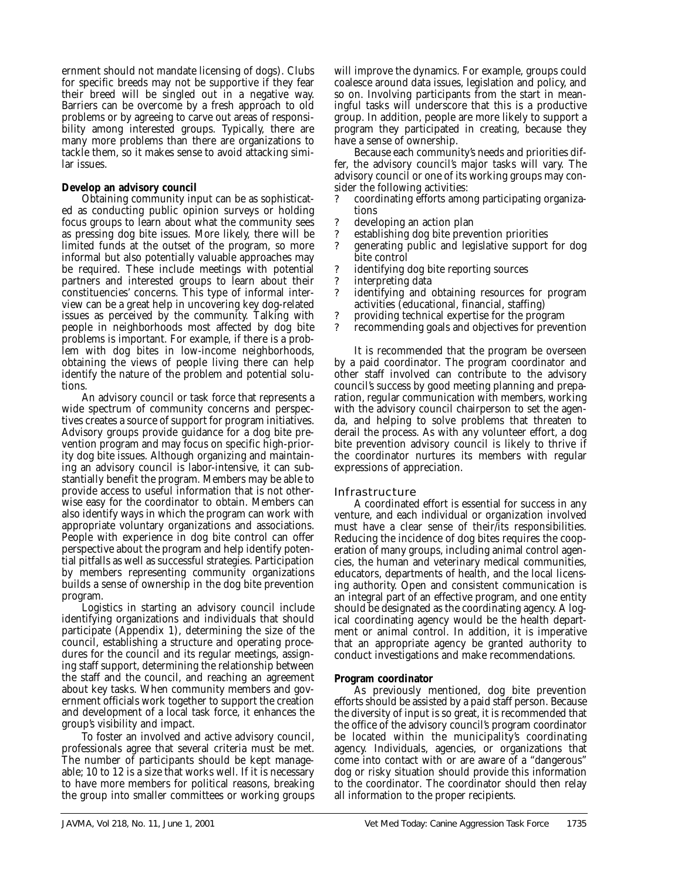ernment should not mandate licensing of dogs). Clubs for specific breeds may not be supportive if they fear their breed will be singled out in a negative way. Barriers can be overcome by a fresh approach to old problems or by agreeing to carve out areas of responsibility among interested groups. Typically, there are many more problems than there are organizations to tackle them, so it makes sense to avoid attacking similar issues.

**Develop an advisory council**

Obtaining community input can be as sophisticated as conducting public opinion surveys or holding focus groups to learn about what the community sees as pressing dog bite issues. More likely, there will be limited funds at the outset of the program, so more informal but also potentially valuable approaches may be required. These include meetings with potential partners and interested groups to learn about their constituencies' concerns. This type of informal interview can be a great help in uncovering key dog-related issues as perceived by the community. Talking with people in neighborhoods most affected by dog bite problems is important. For example, if there is a problem with dog bites in low-income neighborhoods, obtaining the views of people living there can help identify the nature of the problem and potential solutions.

An advisory council or task force that represents a wide spectrum of community concerns and perspectives creates a source of support for program initiatives. Advisory groups provide guidance for a dog bite prevention program and may focus on specific high-priority dog bite issues. Although organizing and maintaining an advisory council is labor-intensive, it can substantially benefit the program. Members may be able to provide access to useful information that is not otherwise easy for the coordinator to obtain. Members can also identify ways in which the program can work with appropriate voluntary organizations and associations. People with experience in dog bite control can offer perspective about the program and help identify potential pitfalls as well as successful strategies. Participation by members representing community organizations builds a sense of ownership in the dog bite prevention program.

Logistics in starting an advisory council include identifying organizations and individuals that should participate (Appendix 1), determining the size of the council, establishing a structure and operating procedures for the council and its regular meetings, assigning staff support, determining the relationship between the staff and the council, and reaching an agreement about key tasks. When community members and government officials work together to support the creation and development of a local task force, it enhances the group's visibility and impact.

To foster an involved and active advisory council, professionals agree that several criteria must be met. The number of participants should be kept manageable; 10 to 12 is a size that works well. If it is necessary to have more members for political reasons, breaking the group into smaller committees or working groups will improve the dynamics. For example, groups could coalesce around data issues, legislation and policy, and so on. Involving participants from the start in meaningful tasks will underscore that this is a productive group. In addition, people are more likely to support a program they participated in creating, because they have a sense of ownership.

Because each community's needs and priorities differ, the advisory council's major tasks will vary. The advisory council or one of its working groups may consider the following activities:

- coordinating efforts among participating organizations
- developing an action plan
- establishing dog bite prevention priorities
- generating public and legislative support for dog bite control
- identifying dog bite reporting sources
- interpreting data
- identifying and obtaining resources for program activities (educational, financial, staffing)
- providing technical expertise for the program
- recommending goals and objectives for prevention

It is recommended that the program be overseen by a paid coordinator. The program coordinator and other staff involved can contribute to the advisory council's success by good meeting planning and preparation, regular communication with members, working with the advisory council chairperson to set the agenda, and helping to solve problems that threaten to derail the process. As with any volunteer effort, a dog bite prevention advisory council is likely to thrive if the coordinator nurtures its members with regular expressions of appreciation.

## Infrastructure

A coordinated effort is essential for success in any venture, and each individual or organization involved must have a clear sense of their/its responsibilities. Reducing the incidence of dog bites requires the cooperation of many groups, including animal control agencies, the human and veterinary medical communities, educators, departments of health, and the local licensing authority. Open and consistent communication is an integral part of an effective program, and one entity should be designated as the coordinating agency. A logical coordinating agency would be the health department or animal control. In addition, it is imperative that an appropriate agency be granted authority to conduct investigations and make recommendations.

**Program coordinator**

As previously mentioned, dog bite prevention efforts should be assisted by a paid staff person. Because the diversity of input is so great, it is recommended that the office of the advisory council's program coordinator be located within the municipality's coordinating agency. Individuals, agencies, or organizations that come into contact with or are aware of a "dangerous" dog or risky situation should provide this information to the coordinator. The coordinator should then relay all information to the proper recipients.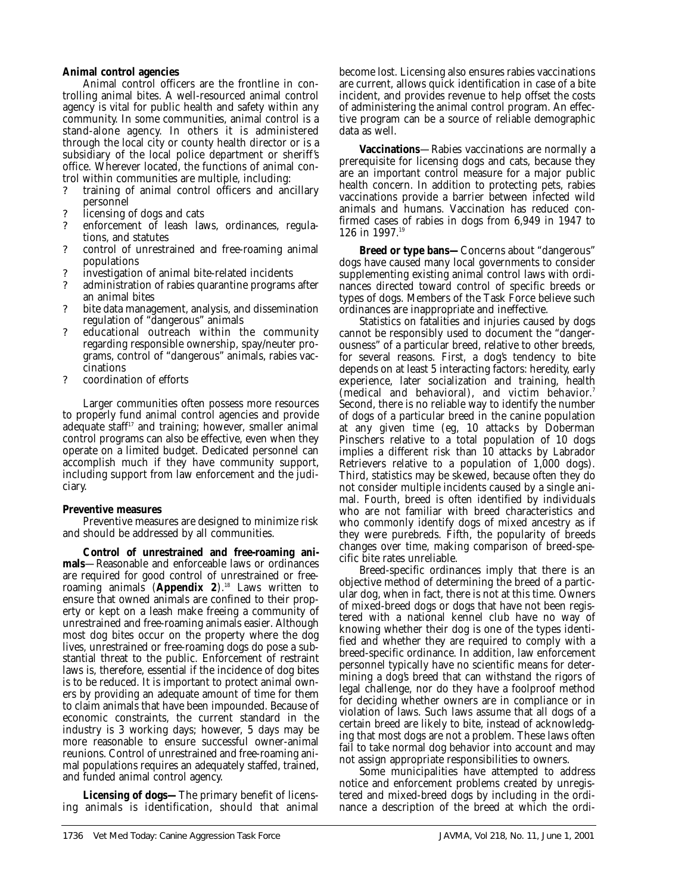**Animal control agencies**

Animal control officers are the frontline in controlling animal bites. A well-resourced animal control agency is vital for public health and safety within any community. In some communities, animal control is a stand-alone agency. In others it is administered through the local city or county health director or is a subsidiary of the local police department or sheriff's office. Wherever located, the functions of animal control within communities are multiple, including:

- training of animal control officers and ancillary personnel
- licensing of dogs and cats
- enforcement of leash laws, ordinances, regulations, and statutes
- control of unrestrained and free-roaming animal populations
- investigation of animal bite-related incidents
- administration of rabies quarantine programs after an animal bites
- bite data management, analysis, and dissemination regulation of "dangerous" animals
- educational outreach within the community regarding responsible ownership, spay/neuter programs, control of "dangerous" animals, rabies vaccinations
- coordination of efforts

Larger communities often possess more resources to properly fund animal control agencies and provide adequate staff[17] and training; however, smaller animal control programs can also be effective, even when they operate on a limited budget. Dedicated personnel can accomplish much if they have community support, including support from law enforcement and the judiciary.

**Preventive measures**

Preventive measures are designed to minimize risk and should be addressed by all communities.

**Control of unrestrained and free-roaming animals**—Reasonable and enforceable laws or ordinances are required for good control of unrestrained or free-roaming animals (**Appendix 2**).[18] Laws written to ensure that owned animals are confined to their property or kept on a leash make freeing a community of unrestrained and free-roaming animals easier. Although most dog bites occur on the property where the dog lives, unrestrained or free-roaming dogs do pose a substantial threat to the public. Enforcement of restraint laws is, therefore, essential if the incidence of dog bites is to be reduced. It is important to protect animal owners by providing an adequate amount of time for them to claim animals that have been impounded. Because of economic constraints, the current standard in the industry is 3 working days; however, 5 days may be more reasonable to ensure successful owner-animal reunions. Control of unrestrained and free-roaming animal populations requires an adequately staffed, trained, and funded animal control agency.

**Licensing of dogs—**The primary benefit of licensing animals is identification, should that animal become lost. Licensing also ensures rabies vaccinations are current, allows quick identification in case of a bite incident, and provides revenue to help offset the costs of administering the animal control program. An effective program can be a source of reliable demographic data as well.

**Vaccinations**—Rabies vaccinations are normally a prerequisite for licensing dogs and cats, because they are an important control measure for a major public health concern. In addition to protecting pets, rabies vaccinations provide a barrier between infected wild animals and humans. Vaccination has reduced confirmed cases of rabies in dogs from 6,949 in 1947 to 126 in 1997.[19]

**Breed or type bans—**Concerns about "dangerous" dogs have caused many local governments to consider supplementing existing animal control laws with ordinances directed toward control of specific breeds or types of dogs. Members of the Task Force believe such ordinances are inappropriate and ineffective.

Statistics on fatalities and injuries caused by dogs cannot be responsibly used to document the "dangerousness" of a particular breed, relative to other breeds, for several reasons. First, a dog's tendency to bite depends on at least 5 interacting factors: heredity, early experience, later socialization and training, health (medical and behavioral), and victim behavior.[7] Second, there is no reliable way to identify the number of dogs of a particular breed in the canine population at any given time (eg, 10 attacks by Doberman Pinschers relative to a total population of 10 dogs implies a different risk than 10 attacks by Labrador Retrievers relative to a population of 1,000 dogs). Third, statistics may be skewed, because often they do not consider multiple incidents caused by a single animal. Fourth, breed is often identified by individuals who are not familiar with breed characteristics and who commonly identify dogs of mixed ancestry as if they were purebreds. Fifth, the popularity of breeds changes over time, making comparison of breed-specific bite rates unreliable.

Breed-specific ordinances imply that there is an objective method of determining the breed of a particular dog, when in fact, there is not at this time. Owners of mixed-breed dogs or dogs that have not been registered with a national kennel club have no way of knowing whether their dog is one of the types identified and whether they are required to comply with a breed-specific ordinance. In addition, law enforcement personnel typically have no scientific means for determining a dog's breed that can withstand the rigors of legal challenge, nor do they have a foolproof method for deciding whether owners are in compliance or in violation of laws. Such laws assume that all dogs of a certain breed are likely to bite, instead of acknowledging that most dogs are not a problem. These laws often fail to take normal dog behavior into account and may not assign appropriate responsibilities to owners.

Some municipalities have attempted to address notice and enforcement problems created by unregistered and mixed-breed dogs by including in the ordinance a description of the breed at which the ordi-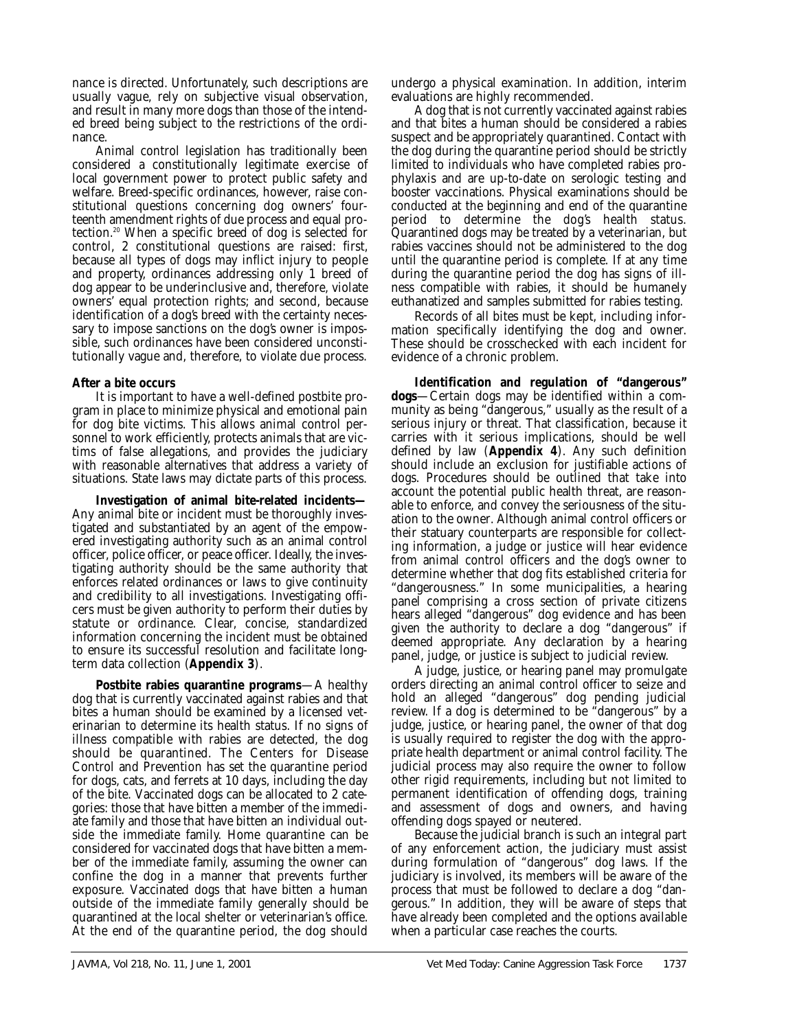nance is directed. Unfortunately, such descriptions are usually vague, rely on subjective visual observation, and result in many more dogs than those of the intended breed being subject to the restrictions of the ordinance.

Animal control legislation has traditionally been considered a constitutionally legitimate exercise of local government power to protect public safety and welfare. Breed-specific ordinances, however, raise constitutional questions concerning dog owners' fourteenth amendment rights of due process and equal protection.[20] When a specific breed of dog is selected for control, 2 constitutional questions are raised: first, because all types of dogs may inflict injury to people and property, ordinances addressing only 1 breed of dog appear to be underinclusive and, therefore, violate owners' equal protection rights; and second, because identification of a dog's breed with the certainty necessary to impose sanctions on the dog's owner is impossible, such ordinances have been considered unconstitutionally vague and, therefore, to violate due process.

**After a bite occurs**

It is important to have a well-defined postbite program in place to minimize physical and emotional pain for dog bite victims. This allows animal control personnel to work efficiently, protects animals that are victims of false allegations, and provides the judiciary with reasonable alternatives that address a variety of situations. State laws may dictate parts of this process.

**Investigation of animal bite-related incidents—** Any animal bite or incident must be thoroughly investigated and substantiated by an agent of the empowered investigating authority such as an animal control officer, police officer, or peace officer. Ideally, the investigating authority should be the same authority that enforces related ordinances or laws to give continuity and credibility to all investigations. Investigating officers must be given authority to perform their duties by statute or ordinance. Clear, concise, standardized information concerning the incident must be obtained to ensure its successful resolution and facilitate long-term data collection (**Appendix 3**).

**Postbite rabies quarantine programs**—A healthy dog that is currently vaccinated against rabies and that bites a human should be examined by a licensed veterinarian to determine its health status. If no signs of illness compatible with rabies are detected, the dog should be quarantined. The Centers for Disease Control and Prevention has set the quarantine period for dogs, cats, and ferrets at 10 days, including the day of the bite. Vaccinated dogs can be allocated to 2 categories: those that have bitten a member of the immediate family and those that have bitten an individual outside the immediate family. Home quarantine can be considered for vaccinated dogs that have bitten a member of the immediate family, assuming the owner can confine the dog in a manner that prevents further exposure. Vaccinated dogs that have bitten a human outside of the immediate family generally should be quarantined at the local shelter or veterinarian's office. At the end of the quarantine period, the dog should undergo a physical examination. In addition, interim evaluations are highly recommended.

A dog that is not currently vaccinated against rabies and that bites a human should be considered a rabies suspect and be appropriately quarantined. Contact with the dog during the quarantine period should be strictly limited to individuals who have completed rabies prophylaxis and are up-to-date on serologic testing and booster vaccinations. Physical examinations should be conducted at the beginning and end of the quarantine period to determine the dog's health status. Quarantined dogs may be treated by a veterinarian, but rabies vaccines should not be administered to the dog until the quarantine period is complete. If at any time during the quarantine period the dog has signs of illness compatible with rabies, it should be humanely euthanatized and samples submitted for rabies testing.

Records of all bites must be kept, including information specifically identifying the dog and owner. These should be crosschecked with each incident for evidence of a chronic problem.

**Identification and regulation of "dangerous" dogs**—Certain dogs may be identified within a community as being "dangerous," usually as the result of a serious injury or threat. That classification, because it carries with it serious implications, should be well defined by law (**Appendix 4**). Any such definition should include an exclusion for justifiable actions of dogs. Procedures should be outlined that take into account the potential public health threat, are reasonable to enforce, and convey the seriousness of the situation to the owner. Although animal control officers or their statuary counterparts are responsible for collecting information, a judge or justice will hear evidence from animal control officers and the dog's owner to determine whether that dog fits established criteria for "dangerousness." In some municipalities, a hearing panel comprising a cross section of private citizens hears alleged "dangerous" dog evidence and has been given the authority to declare a dog "dangerous" if deemed appropriate. Any declaration by a hearing panel, judge, or justice is subject to judicial review.

A judge, justice, or hearing panel may promulgate orders directing an animal control officer to seize and hold an alleged "dangerous" dog pending judicial review. If a dog is determined to be "dangerous" by a judge, justice, or hearing panel, the owner of that dog is usually required to register the dog with the appropriate health department or animal control facility. The judicial process may also require the owner to follow other rigid requirements, including but not limited to permanent identification of offending dogs, training and assessment of dogs and owners, and having offending dogs spayed or neutered.

Because the judicial branch is such an integral part of any enforcement action, the judiciary must assist during formulation of "dangerous" dog laws. If the judiciary is involved, its members will be aware of the process that must be followed to declare a dog "dangerous." In addition, they will be aware of steps that have already been completed and the options available when a particular case reaches the courts.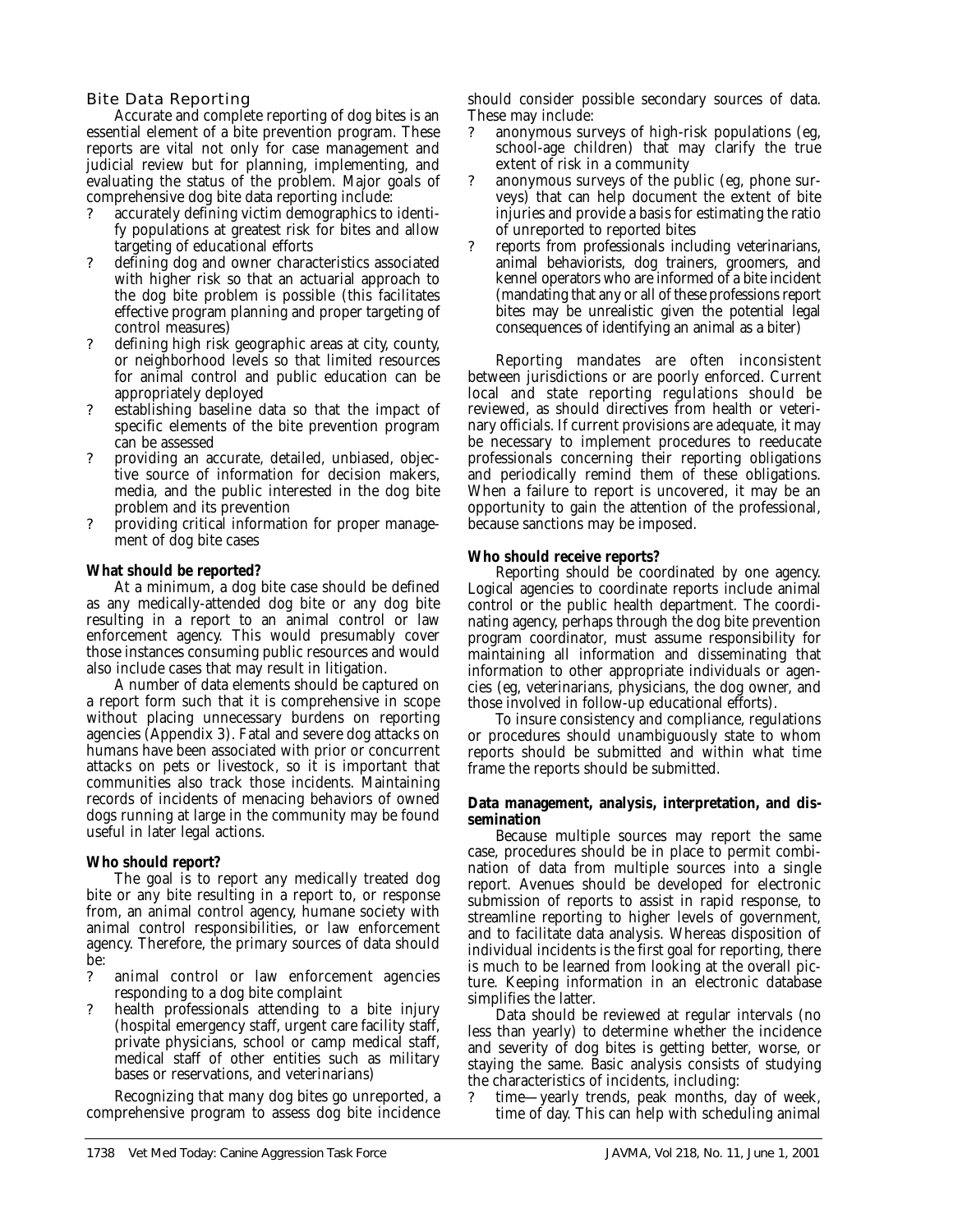### Bite Data Reporting

Accurate and complete reporting of dog bites is an essential element of a bite prevention program. These reports are vital not only for case management and judicial review but for planning, implementing, and evaluating the status of the problem. Major goals of comprehensive dog bite data reporting include:

- accurately defining victim demographics to identify populations at greatest risk for bites and allow targeting of educational efforts
- defining dog and owner characteristics associated with higher risk so that an actuarial approach to the dog bite problem is possible (this facilitates effective program planning and proper targeting of control measures)
- defining high risk geographic areas at city, county, or neighborhood levels so that limited resources for animal control and public education can be appropriately deployed
- establishing baseline data so that the impact of specific elements of the bite prevention program can be assessed
- providing an accurate, detailed, unbiased, objective source of information for decision makers, media, and the public interested in the dog bite problem and its prevention
- providing critical information for proper management of dog bite cases

**What should be reported?**

At a minimum, a dog bite case should be defined as any medically-attended dog bite or any dog bite resulting in a report to an animal control or law enforcement agency. This would presumably cover those instances consuming public resources and would also include cases that may result in litigation.

A number of data elements should be captured on a report form such that it is comprehensive in scope without placing unnecessary burdens on reporting agencies (Appendix 3). Fatal and severe dog attacks on humans have been associated with prior or concurrent attacks on pets or livestock, so it is important that communities also track those incidents. Maintaining records of incidents of menacing behaviors of owned dogs running at large in the community may be found useful in later legal actions.

**Who should report?**

The goal is to report any medically treated dog bite or any bite resulting in a report to, or response from, an animal control agency, humane society with animal control responsibilities, or law enforcement agency. Therefore, the primary sources of data should be:

- animal control or law enforcement agencies responding to a dog bite complaint
- health professionals attending to a bite injury (hospital emergency staff, urgent care facility staff, private physicians, school or camp medical staff, medical staff of other entities such as military bases or reservations, and veterinarians)

Recognizing that many dog bites go unreported, a comprehensive program to assess dog bite incidence should consider possible secondary sources of data. These may include:

- anonymous surveys of high-risk populations (eg, school-age children) that may clarify the true extent of risk in a community
- anonymous surveys of the public (eg, phone surveys) that can help document the extent of bite injuries and provide a basis for estimating the ratio of unreported to reported bites
- reports from professionals including veterinarians, animal behaviorists, dog trainers, groomers, and kennel operators who are informed of a bite incident (mandating that any or all of these professions report bites may be unrealistic given the potential legal consequences of identifying an animal as a biter)

Reporting mandates are often inconsistent between jurisdictions or are poorly enforced. Current local and state reporting regulations should be reviewed, as should directives from health or veterinary officials. If current provisions are adequate, it may be necessary to implement procedures to reeducate professionals concerning their reporting obligations and periodically remind them of these obligations. When a failure to report is uncovered, it may be an opportunity to gain the attention of the professional, because sanctions may be imposed.

**Who should receive reports?**

Reporting should be coordinated by one agency. Logical agencies to coordinate reports include animal control or the public health department. The coordinating agency, perhaps through the dog bite prevention program coordinator, must assume responsibility for maintaining all information and disseminating that information to other appropriate individuals or agencies (eg, veterinarians, physicians, the dog owner, and those involved in follow-up educational efforts).

To insure consistency and compliance, regulations or procedures should unambiguously state to whom reports should be submitted and within what time frame the reports should be submitted.

**Data management, analysis, interpretation, and dissemination**

Because multiple sources may report the same case, procedures should be in place to permit combination of data from multiple sources into a single report. Avenues should be developed for electronic submission of reports to assist in rapid response, to streamline reporting to higher levels of government, and to facilitate data analysis. Whereas disposition of individual incidents is the first goal for reporting, there is much to be learned from looking at the overall picture. Keeping information in an electronic database simplifies the latter.

Data should be reviewed at regular intervals (no less than yearly) to determine whether the incidence and severity of dog bites is getting better, worse, or staying the same. Basic analysis consists of studying the characteristics of incidents, including:

- time—yearly trends, peak months, day of week, time of day. This can help with scheduling animal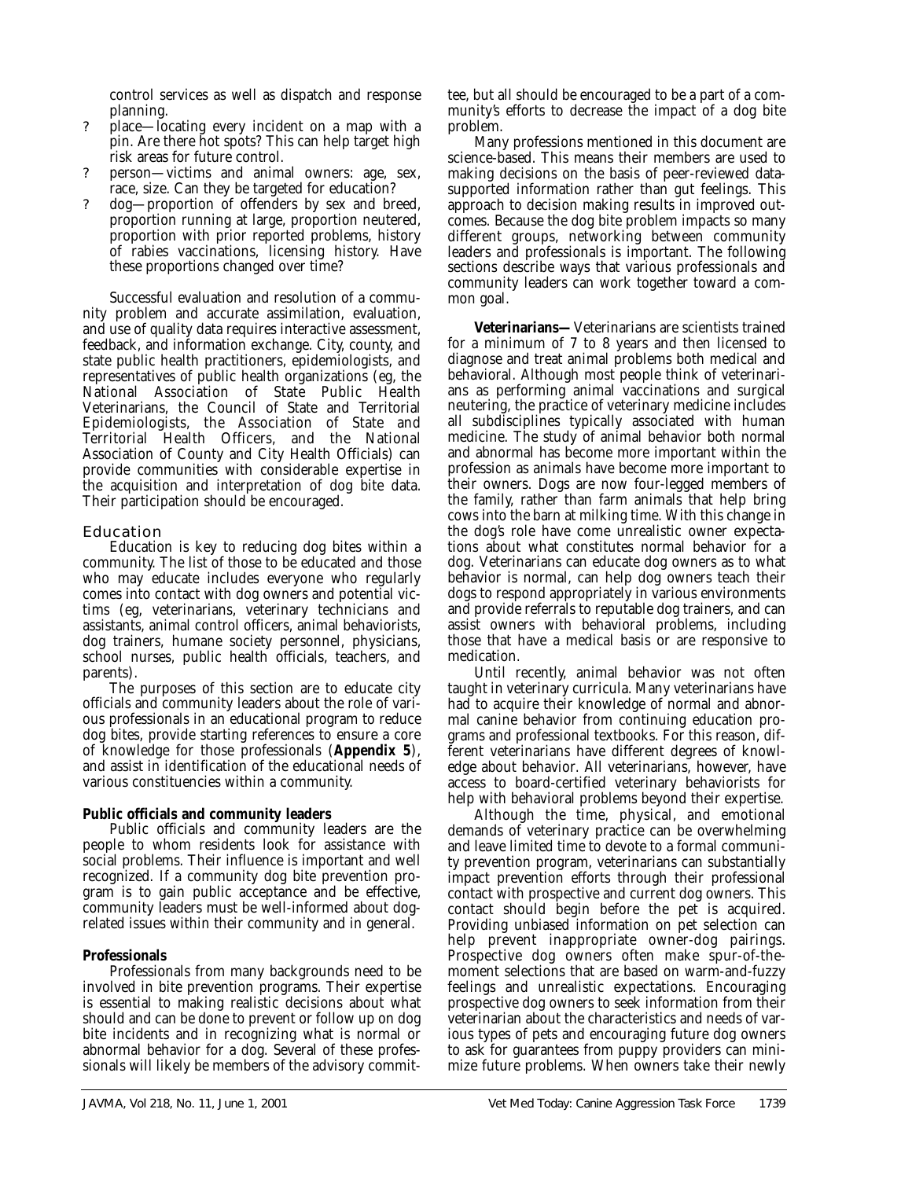control services as well as dispatch and response planning.

? place—locating every incident on a map with a pin. Are there hot spots? This can help target high risk areas for future control.

? person—victims and animal owners: age, sex, race, size. Can they be targeted for education?

? dog—proportion of offenders by sex and breed, proportion running at large, proportion neutered, proportion with prior reported problems, history of rabies vaccinations, licensing history. Have these proportions changed over time?

Successful evaluation and resolution of a community problem and accurate assimilation, evaluation, and use of quality data requires interactive assessment, feedback, and information exchange. City, county, and state public health practitioners, epidemiologists, and representatives of public health organizations (eg, the National Association of State Public Health Veterinarians, the Council of State and Territorial Epidemiologists, the Association of State and Territorial Health Officers, and the National Association of County and City Health Officials) can provide communities with considerable expertise in the acquisition and interpretation of dog bite data. Their participation should be encouraged.

## Education

Education is key to reducing dog bites within a community. The list of those to be educated and those who may educate includes everyone who regularly comes into contact with dog owners and potential victims (eg, veterinarians, veterinary technicians and assistants, animal control officers, animal behaviorists, dog trainers, humane society personnel, physicians, school nurses, public health officials, teachers, and parents).

The purposes of this section are to educate city officials and community leaders about the role of various professionals in an educational program to reduce dog bites, provide starting references to ensure a core of knowledge for those professionals (**Appendix 5**), and assist in identification of the educational needs of various constituencies within a community.

### Public officials and community leaders

Public officials and community leaders are the people to whom residents look for assistance with social problems. Their influence is important and well recognized. If a community dog bite prevention program is to gain public acceptance and be effective, community leaders must be well-informed about dog-related issues within their community and in general.

### Professionals

Professionals from many backgrounds need to be involved in bite prevention programs. Their expertise is essential to making realistic decisions about what should and can be done to prevent or follow up on dog bite incidents and in recognizing what is normal or abnormal behavior for a dog. Several of these professionals will likely be members of the advisory committee, but all should be encouraged to be a part of a community's efforts to decrease the impact of a dog bite problem.

Many professions mentioned in this document are science-based. This means their members are used to making decisions on the basis of peer-reviewed data-supported information rather than gut feelings. This approach to decision making results in improved outcomes. Because the dog bite problem impacts so many different groups, networking between community leaders and professionals is important. The following sections describe ways that various professionals and community leaders can work together toward a common goal.

**Veterinarians—** Veterinarians are scientists trained for a minimum of 7 to 8 years and then licensed to diagnose and treat animal problems both medical and behavioral. Although most people think of veterinarians as performing animal vaccinations and surgical neutering, the practice of veterinary medicine includes all subdisciplines typically associated with human medicine. The study of animal behavior both normal and abnormal has become more important within the profession as animals have become more important to their owners. Dogs are now four-legged members of the family, rather than farm animals that help bring cows into the barn at milking time. With this change in the dog's role have come unrealistic owner expectations about what constitutes normal behavior for a dog. Veterinarians can educate dog owners as to what behavior is normal, can help dog owners teach their dogs to respond appropriately in various environments and provide referrals to reputable dog trainers, and can assist owners with behavioral problems, including those that have a medical basis or are responsive to medication.

Until recently, animal behavior was not often taught in veterinary curricula. Many veterinarians have had to acquire their knowledge of normal and abnormal canine behavior from continuing education programs and professional textbooks. For this reason, different veterinarians have different degrees of knowledge about behavior. All veterinarians, however, have access to board-certified veterinary behaviorists for help with behavioral problems beyond their expertise.

Although the time, physical, and emotional demands of veterinary practice can be overwhelming and leave limited time to devote to a formal community prevention program, veterinarians can substantially impact prevention efforts through their professional contact with prospective and current dog owners. This contact should begin before the pet is acquired. Providing unbiased information on pet selection can help prevent inappropriate owner-dog pairings. Prospective dog owners often make spur-of-the-moment selections that are based on warm-and-fuzzy feelings and unrealistic expectations. Encouraging prospective dog owners to seek information from their veterinarian about the characteristics and needs of various types of pets and encouraging future dog owners to ask for guarantees from puppy providers can minimize future problems. When owners take their newly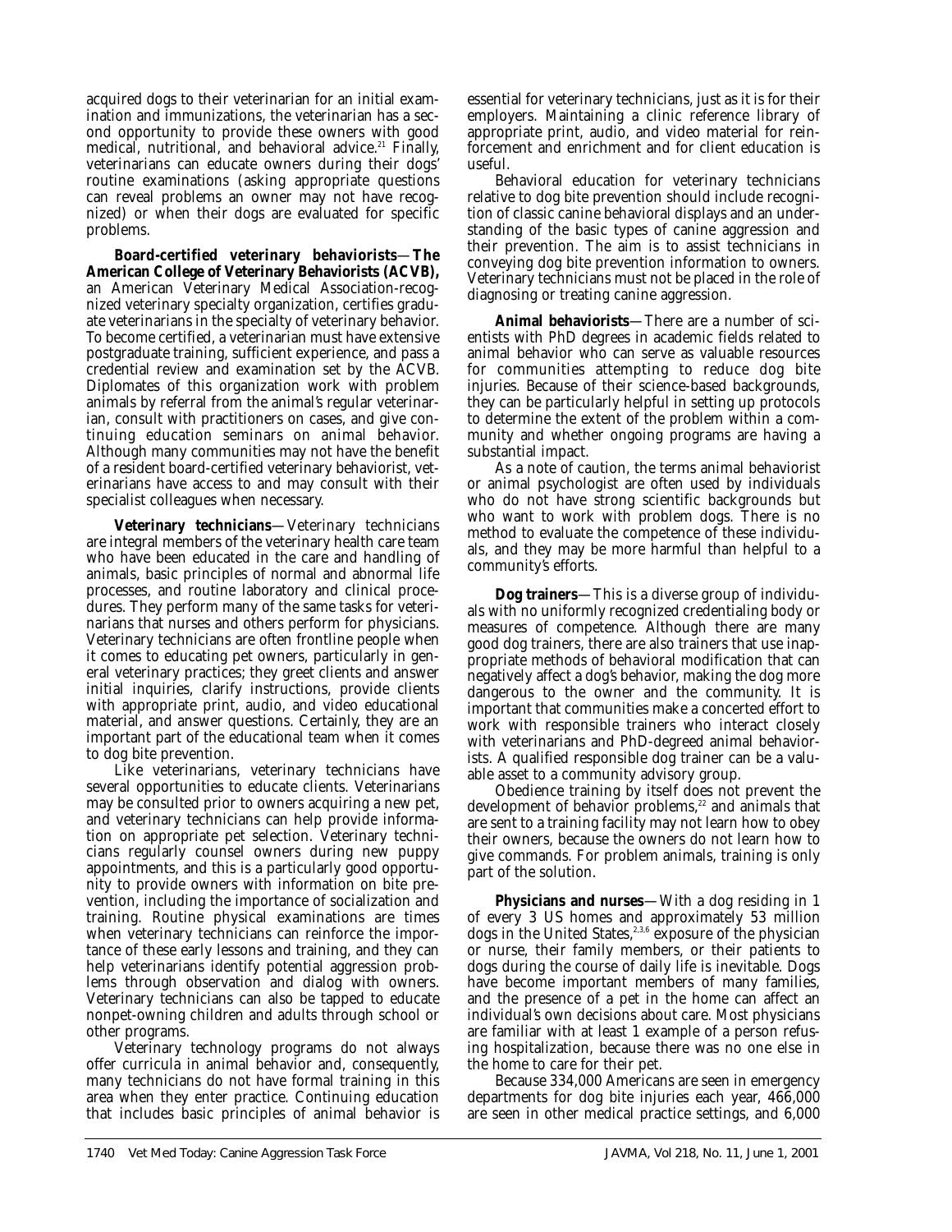acquired dogs to their veterinarian for an initial examination and immunizations, the veterinarian has a second opportunity to provide these owners with good medical, nutritional, and behavioral advice.[21] Finally, veterinarians can educate owners during their dogs' routine examinations (asking appropriate questions can reveal problems an owner may not have recognized) or when their dogs are evaluated for specific problems.

**Board-certified veterinary behaviorists**—**The American College of Veterinary Behaviorists (ACVB),** an American Veterinary Medical Association-recognized veterinary specialty organization, certifies graduate veterinarians in the specialty of veterinary behavior. To become certified, a veterinarian must have extensive postgraduate training, sufficient experience, and pass a credential review and examination set by the ACVB. Diplomates of this organization work with problem animals by referral from the animal's regular veterinarian, consult with practitioners on cases, and give continuing education seminars on animal behavior. Although many communities may not have the benefit of a resident board-certified veterinary behaviorist, veterinarians have access to and may consult with their specialist colleagues when necessary.

**Veterinary technicians**—Veterinary technicians are integral members of the veterinary health care team who have been educated in the care and handling of animals, basic principles of normal and abnormal life processes, and routine laboratory and clinical procedures. They perform many of the same tasks for veterinarians that nurses and others perform for physicians. Veterinary technicians are often frontline people when it comes to educating pet owners, particularly in general veterinary practices; they greet clients and answer initial inquiries, clarify instructions, provide clients with appropriate print, audio, and video educational material, and answer questions. Certainly, they are an important part of the educational team when it comes to dog bite prevention.

Like veterinarians, veterinary technicians have several opportunities to educate clients. Veterinarians may be consulted prior to owners acquiring a new pet, and veterinary technicians can help provide information on appropriate pet selection. Veterinary technicians regularly counsel owners during new puppy appointments, and this is a particularly good opportunity to provide owners with information on bite prevention, including the importance of socialization and training. Routine physical examinations are times when veterinary technicians can reinforce the importance of these early lessons and training, and they can help veterinarians identify potential aggression problems through observation and dialog with owners. Veterinary technicians can also be tapped to educate nonpet-owning children and adults through school or other programs.

Veterinary technology programs do not always offer curricula in animal behavior and, consequently, many technicians do not have formal training in this area when they enter practice. Continuing education that includes basic principles of animal behavior is essential for veterinary technicians, just as it is for their employers. Maintaining a clinic reference library of appropriate print, audio, and video material for reinforcement and enrichment and for client education is useful.

Behavioral education for veterinary technicians relative to dog bite prevention should include recognition of classic canine behavioral displays and an understanding of the basic types of canine aggression and their prevention. The aim is to assist technicians in conveying dog bite prevention information to owners. Veterinary technicians must not be placed in the role of diagnosing or treating canine aggression.

**Animal behaviorists**—There are a number of scientists with PhD degrees in academic fields related to animal behavior who can serve as valuable resources for communities attempting to reduce dog bite injuries. Because of their science-based backgrounds, they can be particularly helpful in setting up protocols to determine the extent of the problem within a community and whether ongoing programs are having a substantial impact.

As a note of caution, the terms animal behaviorist or animal psychologist are often used by individuals who do not have strong scientific backgrounds but who want to work with problem dogs. There is no method to evaluate the competence of these individuals, and they may be more harmful than helpful to a community's efforts.

**Dog trainers**—This is a diverse group of individuals with no uniformly recognized credentialing body or measures of competence. Although there are many good dog trainers, there are also trainers that use inappropriate methods of behavioral modification that can negatively affect a dog's behavior, making the dog more dangerous to the owner and the community. It is important that communities make a concerted effort to work with responsible trainers who interact closely with veterinarians and PhD-degreed animal behaviorists. A qualified responsible dog trainer can be a valuable asset to a community advisory group.

Obedience training by itself does not prevent the development of behavior problems,[22] and animals that are sent to a training facility may not learn how to obey their owners, because the owners do not learn how to give commands. For problem animals, training is only part of the solution.

**Physicians and nurses**—With a dog residing in 1 of every 3 US homes and approximately 53 million dogs in the United States,[2,3,6] exposure of the physician or nurse, their family members, or their patients to dogs during the course of daily life is inevitable. Dogs have become important members of many families, and the presence of a pet in the home can affect an individual's own decisions about care. Most physicians are familiar with at least 1 example of a person refusing hospitalization, because there was no one else in the home to care for their pet.

Because 334,000 Americans are seen in emergency departments for dog bite injuries each year, 466,000 are seen in other medical practice settings, and 6,000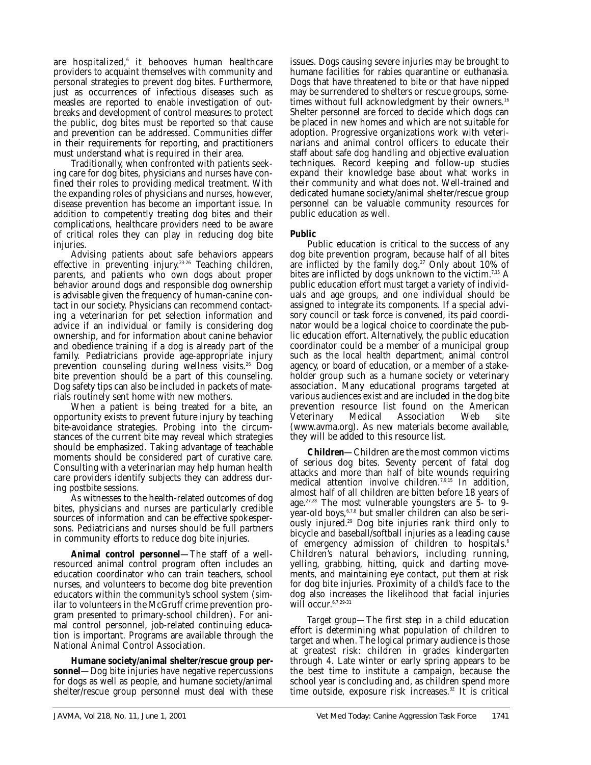are hospitalized,[6] it behooves human healthcare providers to acquaint themselves with community and personal strategies to prevent dog bites. Furthermore, just as occurrences of infectious diseases such as measles are reported to enable investigation of outbreaks and development of control measures to protect the public, dog bites must be reported so that cause and prevention can be addressed. Communities differ in their requirements for reporting, and practitioners must understand what is required in their area.

Traditionally, when confronted with patients seeking care for dog bites, physicians and nurses have confined their roles to providing medical treatment. With the expanding roles of physicians and nurses, however, disease prevention has become an important issue. In addition to competently treating dog bites and their complications, healthcare providers need to be aware of critical roles they can play in reducing dog bite injuries.

Advising patients about safe behaviors appears effective in preventing injury.[23-26] Teaching children, parents, and patients who own dogs about proper behavior around dogs and responsible dog ownership is advisable given the frequency of human-canine contact in our society. Physicians can recommend contacting a veterinarian for pet selection information and advice if an individual or family is considering dog ownership, and for information about canine behavior and obedience training if a dog is already part of the family. Pediatricians provide age-appropriate injury prevention counseling during wellness visits.[26] Dog bite prevention should be a part of this counseling. Dog safety tips can also be included in packets of materials routinely sent home with new mothers.

When a patient is being treated for a bite, an opportunity exists to prevent future injury by teaching bite-avoidance strategies. Probing into the circumstances of the current bite may reveal which strategies should be emphasized. Taking advantage of teachable moments should be considered part of curative care. Consulting with a veterinarian may help human health care providers identify subjects they can address during postbite sessions.

As witnesses to the health-related outcomes of dog bites, physicians and nurses are particularly credible sources of information and can be effective spokespersons. Pediatricians and nurses should be full partners in community efforts to reduce dog bite injuries.

**Animal control personnel**—The staff of a well-resourced animal control program often includes an education coordinator who can train teachers, school nurses, and volunteers to become dog bite prevention educators within the community's school system (similar to volunteers in the McGruff crime prevention program presented to primary-school children). For animal control personnel, job-related continuing education is important. Programs are available through the National Animal Control Association.

**Humane society/animal shelter/rescue group personnel**—Dog bite injuries have negative repercussions for dogs as well as people, and humane society/animal shelter/rescue group personnel must deal with these issues. Dogs causing severe injuries may be brought to humane facilities for rabies quarantine or euthanasia. Dogs that have threatened to bite or that have nipped may be surrendered to shelters or rescue groups, sometimes without full acknowledgment by their owners.[16] Shelter personnel are forced to decide which dogs can be placed in new homes and which are not suitable for adoption. Progressive organizations work with veterinarians and animal control officers to educate their staff about safe dog handling and objective evaluation techniques. Record keeping and follow-up studies expand their knowledge base about what works in their community and what does not. Well-trained and dedicated humane society/animal shelter/rescue group personnel can be valuable community resources for public education as well.

**Public**

Public education is critical to the success of any dog bite prevention program, because half of all bites are inflicted by the family dog.[27] Only about 10% of bites are inflicted by dogs unknown to the victim.[7,15] A public education effort must target a variety of individuals and age groups, and one individual should be assigned to integrate its components. If a special advisory council or task force is convened, its paid coordinator would be a logical choice to coordinate the public education effort. Alternatively, the public education coordinator could be a member of a municipal group such as the local health department, animal control agency, or board of education, or a member of a stakeholder group such as a humane society or veterinary association. Many educational programs targeted at various audiences exist and are included in the dog bite prevention resource list found on the American Veterinary Medical Association Web site (www.avma.org). As new materials become available, they will be added to this resource list.

**Children**—Children are the most common victims of serious dog bites. Seventy percent of fatal dog attacks and more than half of bite wounds requiring medical attention involve children.[7,9,15] In addition, almost half of all children are bitten before 18 years of age.[27,28] The most vulnerable youngsters are 5- to 9-year-old boys,[6,7,8] but smaller children can also be seriously injured.[29] Dog bite injuries rank third only to bicycle and baseball/softball injuries as a leading cause of emergency admission of children to hospitals.[6] Children's natural behaviors, including running, yelling, grabbing, hitting, quick and darting movements, and maintaining eye contact, put them at risk for dog bite injuries. Proximity of a child's face to the dog also increases the likelihood that facial injuries will occur.[6,7,29-31]

*Target group*—The first step in a child education effort is determining what population of children to target and when. The logical primary audience is those at greatest risk: children in grades kindergarten through 4. Late winter or early spring appears to be the best time to institute a campaign, because the school year is concluding and, as children spend more time outside, exposure risk increases.[32] It is critical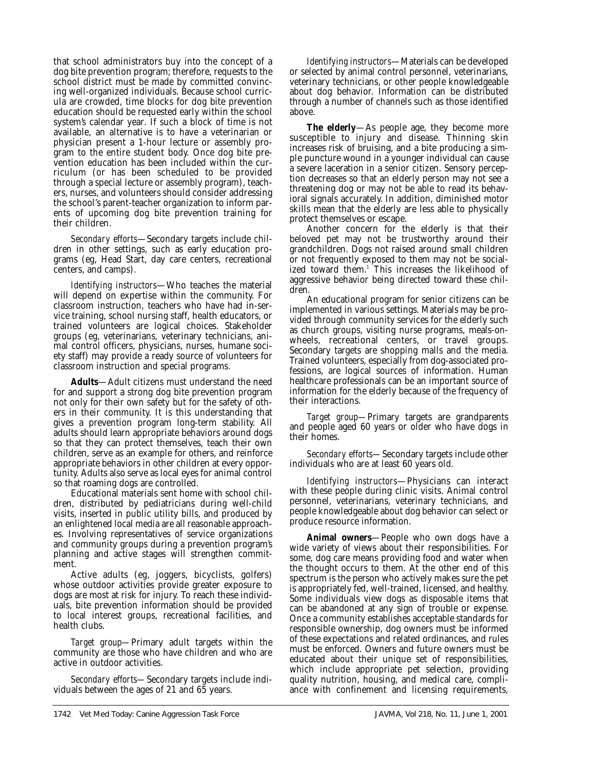that school administrators buy into the concept of a dog bite prevention program; therefore, requests to the school district must be made by committed convincing well-organized individuals. Because school curricula are crowded, time blocks for dog bite prevention education should be requested early within the school system's calendar year. If such a block of time is not available, an alternative is to have a veterinarian or physician present a 1-hour lecture or assembly program to the entire student body. Once dog bite prevention education has been included within the curriculum (or has been scheduled to be provided through a special lecture or assembly program), teachers, nurses, and volunteers should consider addressing the school's parent-teacher organization to inform parents of upcoming dog bite prevention training for their children.

*Secondary efforts*—Secondary targets include children in other settings, such as early education programs (eg, Head Start, day care centers, recreational centers, and camps).

*Identifying instructors*—Who teaches the material will depend on expertise within the community. For classroom instruction, teachers who have had in-service training, school nursing staff, health educators, or trained volunteers are logical choices. Stakeholder groups (eg, veterinarians, veterinary technicians, animal control officers, physicians, nurses, humane society staff) may provide a ready source of volunteers for classroom instruction and special programs.

**Adults**—Adult citizens must understand the need for and support a strong dog bite prevention program not only for their own safety but for the safety of others in their community. It is this understanding that gives a prevention program long-term stability. All adults should learn appropriate behaviors around dogs so that they can protect themselves, teach their own children, serve as an example for others, and reinforce appropriate behaviors in other children at every opportunity. Adults also serve as local eyes for animal control so that roaming dogs are controlled.

Educational materials sent home with school children, distributed by pediatricians during well-child visits, inserted in public utility bills, and produced by an enlightened local media are all reasonable approaches. Involving representatives of service organizations and community groups during a prevention program's planning and active stages will strengthen commitment.

Active adults (eg, joggers, bicyclists, golfers) whose outdoor activities provide greater exposure to dogs are most at risk for injury. To reach these individuals, bite prevention information should be provided to local interest groups, recreational facilities, and health clubs.

*Target group*—Primary adult targets within the community are those who have children and who are active in outdoor activities.

*Secondary efforts*—Secondary targets include individuals between the ages of 21 and 65 years.

*Identifying instructors*—Materials can be developed or selected by animal control personnel, veterinarians, veterinary technicians, or other people knowledgeable about dog behavior. Information can be distributed through a number of channels such as those identified above.

**The elderly**—As people age, they become more susceptible to injury and disease. Thinning skin increases risk of bruising, and a bite producing a simple puncture wound in a younger individual can cause a severe laceration in a senior citizen. Sensory perception decreases so that an elderly person may not see a threatening dog or may not be able to read its behavioral signals accurately. In addition, diminished motor skills mean that the elderly are less able to physically protect themselves or escape.

Another concern for the elderly is that their beloved pet may not be trustworthy around their grandchildren. Dogs not raised around small children or not frequently exposed to them may not be socialized toward them.[1] This increases the likelihood of aggressive behavior being directed toward these children.

An educational program for senior citizens can be implemented in various settings. Materials may be provided through community services for the elderly such as church groups, visiting nurse programs, meals-on-wheels, recreational centers, or travel groups. Secondary targets are shopping malls and the media. Trained volunteers, especially from dog-associated professions, are logical sources of information. Human healthcare professionals can be an important source of information for the elderly because of the frequency of their interactions.

*Target group*—Primary targets are grandparents and people aged 60 years or older who have dogs in their homes.

*Secondary efforts*—Secondary targets include other individuals who are at least 60 years old.

*Identifying instructors*—Physicians can interact with these people during clinic visits. Animal control personnel, veterinarians, veterinary technicians, and people knowledgeable about dog behavior can select or produce resource information.

**Animal owners**—People who own dogs have a wide variety of views about their responsibilities. For some, dog care means providing food and water when the thought occurs to them. At the other end of this spectrum is the person who actively makes sure the pet is appropriately fed, well-trained, licensed, and healthy. Some individuals view dogs as disposable items that can be abandoned at any sign of trouble or expense. Once a community establishes acceptable standards for responsible ownership, dog owners must be informed of these expectations and related ordinances, and rules must be enforced. Owners and future owners must be educated about their unique set of responsibilities, which include appropriate pet selection, providing quality nutrition, housing, and medical care, compliance with confinement and licensing requirements,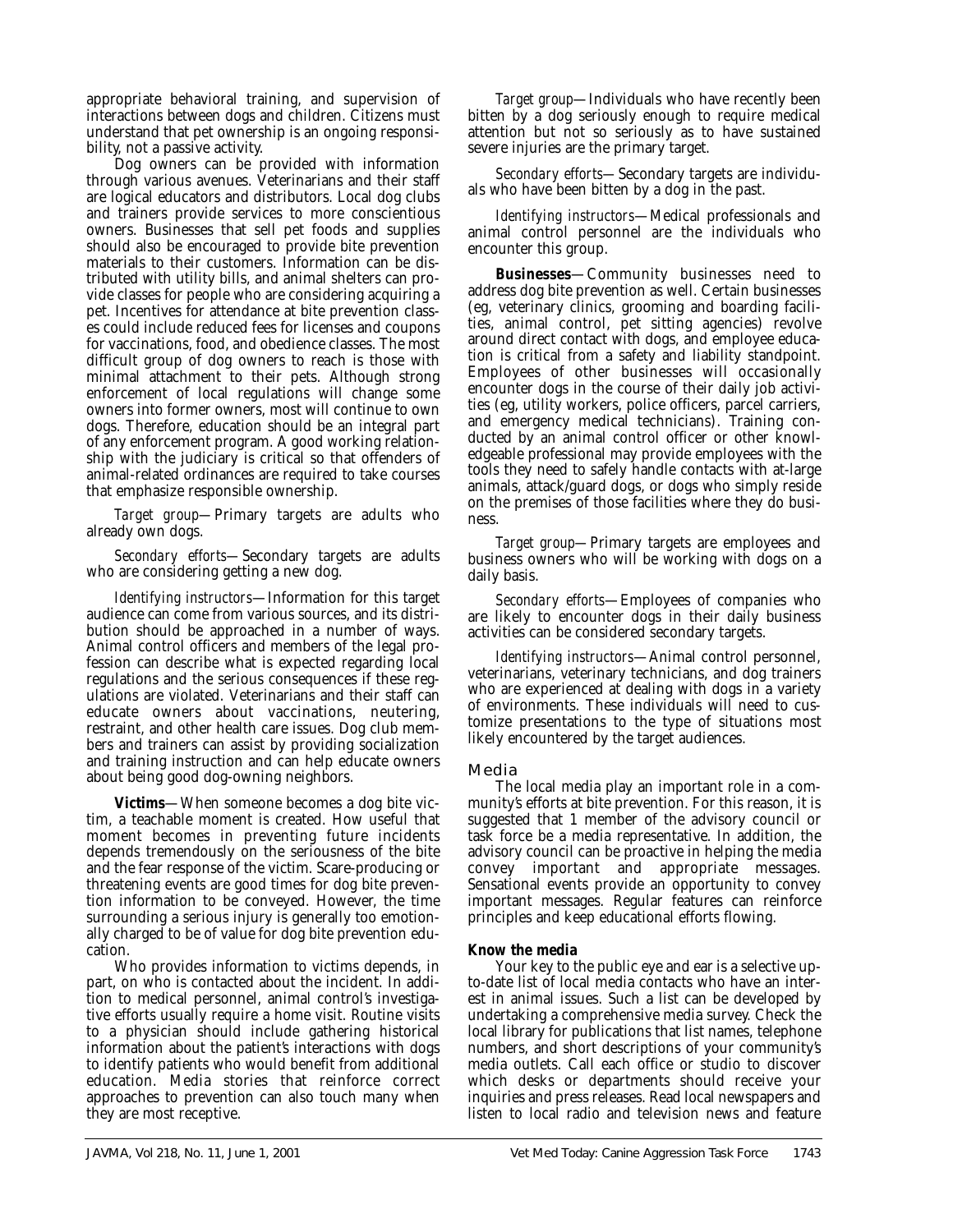appropriate behavioral training, and supervision of interactions between dogs and children. Citizens must understand that pet ownership is an ongoing responsibility, not a passive activity.

Dog owners can be provided with information through various avenues. Veterinarians and their staff are logical educators and distributors. Local dog clubs and trainers provide services to more conscientious owners. Businesses that sell pet foods and supplies should also be encouraged to provide bite prevention materials to their customers. Information can be distributed with utility bills, and animal shelters can provide classes for people who are considering acquiring a pet. Incentives for attendance at bite prevention classes could include reduced fees for licenses and coupons for vaccinations, food, and obedience classes. The most difficult group of dog owners to reach is those with minimal attachment to their pets. Although strong enforcement of local regulations will change some owners into former owners, most will continue to own dogs. Therefore, education should be an integral part of any enforcement program. A good working relationship with the judiciary is critical so that offenders of animal-related ordinances are required to take courses that emphasize responsible ownership.

*Target group*—Primary targets are adults who already own dogs.

*Secondary efforts*—Secondary targets are adults who are considering getting a new dog.

*Identifying instructors*—Information for this target audience can come from various sources, and its distribution should be approached in a number of ways. Animal control officers and members of the legal profession can describe what is expected regarding local regulations and the serious consequences if these regulations are violated. Veterinarians and their staff can educate owners about vaccinations, neutering, restraint, and other health care issues. Dog club members and trainers can assist by providing socialization and training instruction and can help educate owners about being good dog-owning neighbors.

**Victims**—When someone becomes a dog bite victim, a teachable moment is created. How useful that moment becomes in preventing future incidents depends tremendously on the seriousness of the bite and the fear response of the victim. Scare-producing or threatening events are good times for dog bite prevention information to be conveyed. However, the time surrounding a serious injury is generally too emotionally charged to be of value for dog bite prevention education.

Who provides information to victims depends, in part, on who is contacted about the incident. In addition to medical personnel, animal control's investigative efforts usually require a home visit. Routine visits to a physician should include gathering historical information about the patient's interactions with dogs to identify patients who would benefit from additional education. Media stories that reinforce correct approaches to prevention can also touch many when they are most receptive.

*Target group*—Individuals who have recently been bitten by a dog seriously enough to require medical attention but not so seriously as to have sustained severe injuries are the primary target.

*Secondary efforts*—Secondary targets are individuals who have been bitten by a dog in the past.

*Identifying instructors*—Medical professionals and animal control personnel are the individuals who encounter this group.

**Businesses**—Community businesses need to address dog bite prevention as well. Certain businesses (eg, veterinary clinics, grooming and boarding facilities, animal control, pet sitting agencies) revolve around direct contact with dogs, and employee education is critical from a safety and liability standpoint. Employees of other businesses will occasionally encounter dogs in the course of their daily job activities (eg, utility workers, police officers, parcel carriers, and emergency medical technicians). Training conducted by an animal control officer or other knowledgeable professional may provide employees with the tools they need to safely handle contacts with at-large animals, attack/guard dogs, or dogs who simply reside on the premises of those facilities where they do business.

*Target group*—Primary targets are employees and business owners who will be working with dogs on a daily basis.

*Secondary efforts*—Employees of companies who are likely to encounter dogs in their daily business activities can be considered secondary targets.

*Identifying instructors*—Animal control personnel, veterinarians, veterinary technicians, and dog trainers who are experienced at dealing with dogs in a variety of environments. These individuals will need to customize presentations to the type of situations most likely encountered by the target audiences.

## Media

The local media play an important role in a community's efforts at bite prevention. For this reason, it is suggested that 1 member of the advisory council or task force be a media representative. In addition, the advisory council can be proactive in helping the media convey important and appropriate messages. Sensational events provide an opportunity to convey important messages. Regular features can reinforce principles and keep educational efforts flowing.

### Know the media

Your key to the public eye and ear is a selective up-to-date list of local media contacts who have an interest in animal issues. Such a list can be developed by undertaking a comprehensive media survey. Check the local library for publications that list names, telephone numbers, and short descriptions of your community's media outlets. Call each office or studio to discover which desks or departments should receive your inquiries and press releases. Read local newspapers and listen to local radio and television news and feature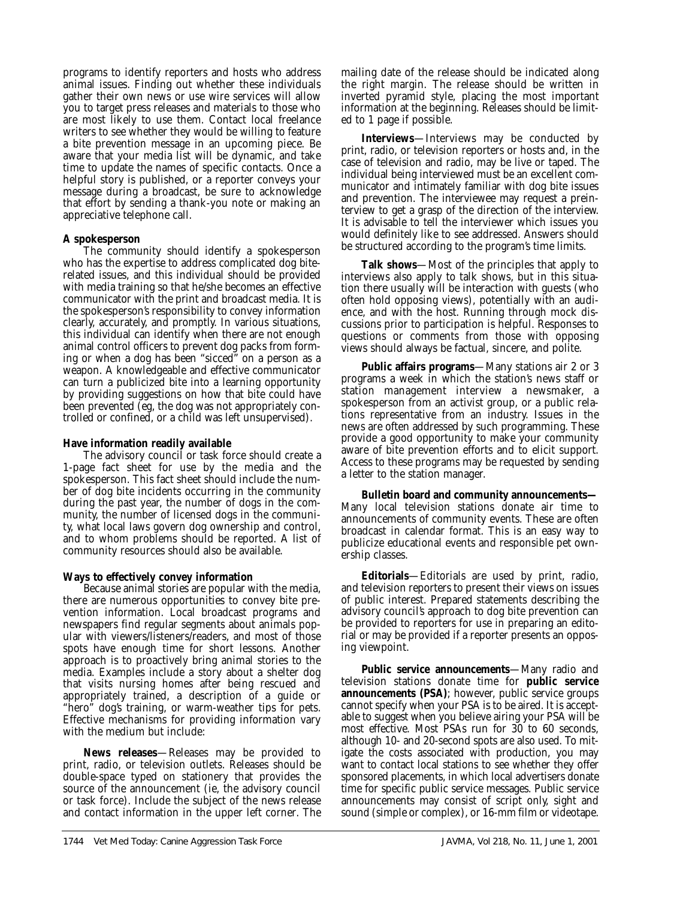programs to identify reporters and hosts who address animal issues. Finding out whether these individuals gather their own news or use wire services will allow you to target press releases and materials to those who are most likely to use them. Contact local freelance writers to see whether they would be willing to feature a bite prevention message in an upcoming piece. Be aware that your media list will be dynamic, and take time to update the names of specific contacts. Once a helpful story is published, or a reporter conveys your message during a broadcast, be sure to acknowledge that effort by sending a thank-you note or making an appreciative telephone call.

**A spokesperson**

The community should identify a spokesperson who has the expertise to address complicated dog bite-related issues, and this individual should be provided with media training so that he/she becomes an effective communicator with the print and broadcast media. It is the spokesperson's responsibility to convey information clearly, accurately, and promptly. In various situations, this individual can identify when there are not enough animal control officers to prevent dog packs from forming or when a dog has been "sicced" on a person as a weapon. A knowledgeable and effective communicator can turn a publicized bite into a learning opportunity by providing suggestions on how that bite could have been prevented (eg, the dog was not appropriately controlled or confined, or a child was left unsupervised).

**Have information readily available**

The advisory council or task force should create a 1-page fact sheet for use by the media and the spokesperson. This fact sheet should include the number of dog bite incidents occurring in the community during the past year, the number of dogs in the community, the number of licensed dogs in the community, what local laws govern dog ownership and control, and to whom problems should be reported. A list of community resources should also be available.

**Ways to effectively convey information**

Because animal stories are popular with the media, there are numerous opportunities to convey bite prevention information. Local broadcast programs and newspapers find regular segments about animals popular with viewers/listeners/readers, and most of those spots have enough time for short lessons. Another approach is to proactively bring animal stories to the media. Examples include a story about a shelter dog that visits nursing homes after being rescued and appropriately trained, a description of a guide or "hero" dog's training, or warm-weather tips for pets. Effective mechanisms for providing information vary with the medium but include:

**News releases**—Releases may be provided to print, radio, or television outlets. Releases should be double-space typed on stationery that provides the source of the announcement (ie, the advisory council or task force). Include the subject of the news release and contact information in the upper left corner. The mailing date of the release should be indicated along the right margin. The release should be written in inverted pyramid style, placing the most important information at the beginning. Releases should be limited to 1 page if possible.

**Interviews**—Interviews may be conducted by print, radio, or television reporters or hosts and, in the case of television and radio, may be live or taped. The individual being interviewed must be an excellent communicator and intimately familiar with dog bite issues and prevention. The interviewee may request a preinterview to get a grasp of the direction of the interview. It is advisable to tell the interviewer which issues you would definitely like to see addressed. Answers should be structured according to the program's time limits.

**Talk shows**—Most of the principles that apply to interviews also apply to talk shows, but in this situation there usually will be interaction with guests (who often hold opposing views), potentially with an audience, and with the host. Running through mock discussions prior to participation is helpful. Responses to questions or comments from those with opposing views should always be factual, sincere, and polite.

**Public affairs programs**—Many stations air 2 or 3 programs a week in which the station's news staff or station management interview a newsmaker, a spokesperson from an activist group, or a public relations representative from an industry. Issues in the news are often addressed by such programming. These provide a good opportunity to make your community aware of bite prevention efforts and to elicit support. Access to these programs may be requested by sending a letter to the station manager.

**Bulletin board and community announcements—** Many local television stations donate air time to announcements of community events. These are often broadcast in calendar format. This is an easy way to publicize educational events and responsible pet ownership classes.

**Editorials**—Editorials are used by print, radio, and television reporters to present their views on issues of public interest. Prepared statements describing the advisory council's approach to dog bite prevention can be provided to reporters for use in preparing an editorial or may be provided if a reporter presents an opposing viewpoint.

**Public service announcements**—Many radio and television stations donate time for **public service announcements (PSA)**; however, public service groups cannot specify when your PSA is to be aired. It is acceptable to suggest when you believe airing your PSA will be most effective. Most PSAs run for 30 to 60 seconds, although 10- and 20-second spots are also used. To mitigate the costs associated with production, you may want to contact local stations to see whether they offer sponsored placements, in which local advertisers donate time for specific public service messages. Public service announcements may consist of script only, sight and sound (simple or complex), or 16-mm film or videotape.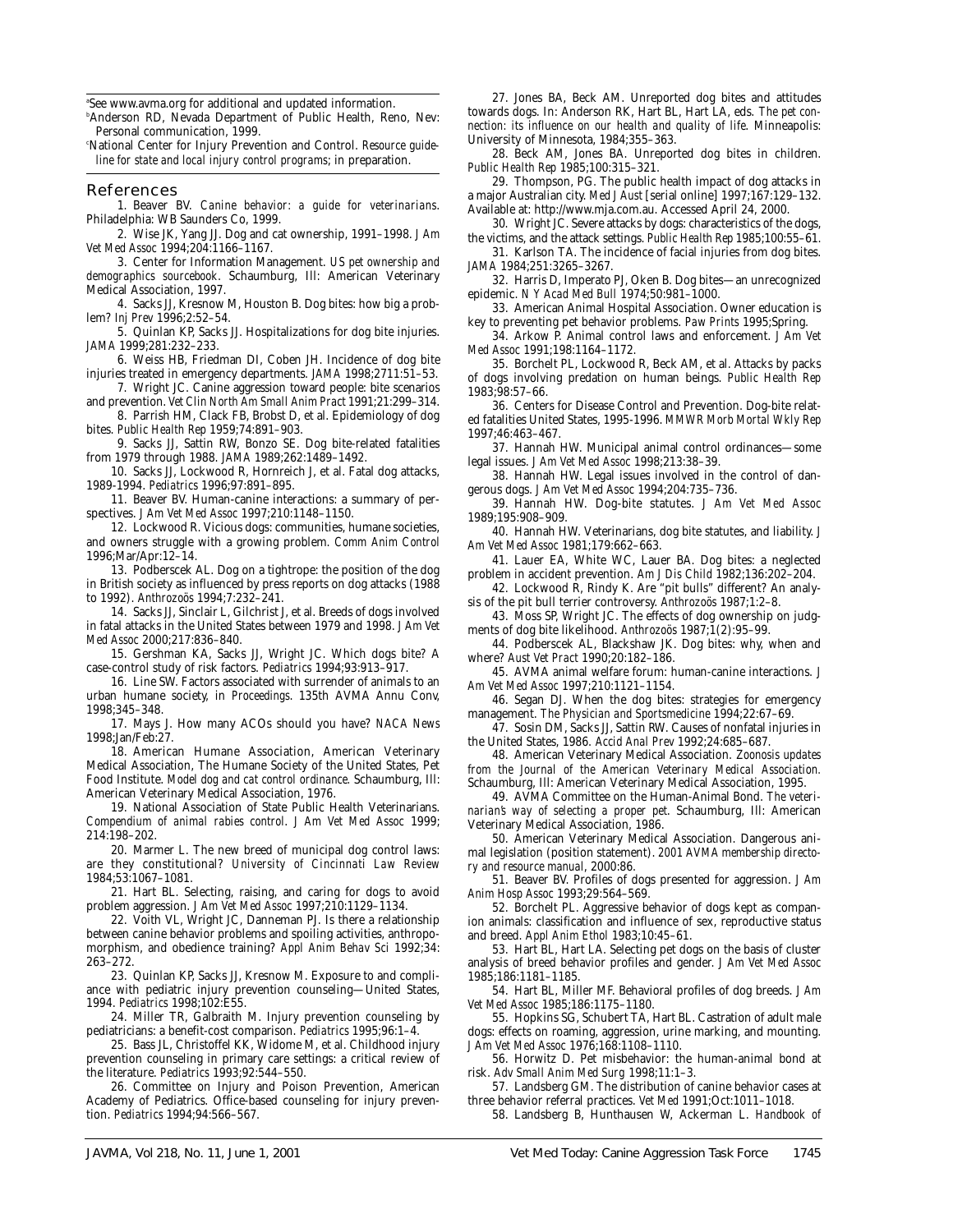[a]See www.avma.org for additional and updated information.

[b]Anderson RD, Nevada Department of Public Health, Reno, Nev: Personal communication, 1999.

[c]National Center for Injury Prevention and Control. *Resource guideline for state and local injury control programs*; in preparation.

## References

1. Beaver BV. *Canine behavior: a guide for veterinarians*. Philadelphia: WB Saunders Co, 1999.
2. Wise JK, Yang JJ. Dog and cat ownership, 1991–1998. *J Am Vet Med Assoc* 1994;204:1166–1167.
3. Center for Information Management. *US pet ownership and demographics sourcebook*. Schaumburg, Ill: American Veterinary Medical Association, 1997.
4. Sacks JJ, Kresnow M, Houston B. Dog bites: how big a problem? *Inj Prev* 1996;2:52–54.
5. Quinlan KP, Sacks JJ. Hospitalizations for dog bite injuries. *JAMA* 1999;281:232–233.
6. Weiss HB, Friedman DI, Coben JH. Incidence of dog bite injuries treated in emergency departments. *JAMA* 1998;2711:51–53.
7. Wright JC. Canine aggression toward people: bite scenarios and prevention. *Vet Clin North Am Small Anim Pract* 1991;21:299–314.
8. Parrish HM, Clack FB, Brobst D, et al. Epidemiology of dog bites. *Public Health Rep* 1959;74:891–903.
9. Sacks JJ, Sattin RW, Bonzo SE. Dog bite-related fatalities from 1979 through 1988. *JAMA* 1989;262:1489–1492.
10. Sacks JJ, Lockwood R, Hornreich J, et al. Fatal dog attacks, 1989-1994. *Pediatrics* 1996;97:891–895.
11. Beaver BV. Human-canine interactions: a summary of perspectives. *J Am Vet Med Assoc* 1997;210:1148–1150.
12. Lockwood R. Vicious dogs: communities, humane societies, and owners struggle with a growing problem. *Comm Anim Control* 1996;Mar/Apr:12–14.
13. Podberscek AL. Dog on a tightrope: the position of the dog in British society as influenced by press reports on dog attacks (1988 to 1992). *Anthrozoös* 1994;7:232–241.
14. Sacks JJ, Sinclair L, Gilchrist J, et al. Breeds of dogs involved in fatal attacks in the United States between 1979 and 1998. *J Am Vet Med Assoc* 2000;217:836–840.
15. Gershman KA, Sacks JJ, Wright JC. Which dogs bite? A case-control study of risk factors. *Pediatrics* 1994;93:913–917.
16. Line SW. Factors associated with surrender of animals to an urban humane society, in *Proceedings*. 135th AVMA Annu Conv, 1998;345–348.
17. Mays J. How many ACOs should you have? *NACA News* 1998;Jan/Feb:27.
18. American Humane Association, American Veterinary Medical Association, The Humane Society of the United States, Pet Food Institute. *Model dog and cat control ordinance.* Schaumburg, Ill: American Veterinary Medical Association, 1976.
19. National Association of State Public Health Veterinarians. *Compendium of animal rabies control*. *J Am Vet Med Assoc* 1999; 214:198–202.
20. Marmer L. The new breed of municipal dog control laws: are they constitutional? *University of Cincinnati Law Review* 1984;53:1067–1081.
21. Hart BL. Selecting, raising, and caring for dogs to avoid problem aggression. *J Am Vet Med Assoc* 1997;210:1129–1134.
22. Voith VL, Wright JC, Danneman PJ. Is there a relationship between canine behavior problems and spoiling activities, anthropomorphism, and obedience training? *Appl Anim Behav Sci* 1992;34: 263–272.
23. Quinlan KP, Sacks JJ, Kresnow M. Exposure to and compliance with pediatric injury prevention counseling—United States, 1994. *Pediatrics* 1998;102:E55.
24. Miller TR, Galbraith M. Injury prevention counseling by pediatricians: a benefit-cost comparison. *Pediatrics* 1995;96:1–4.
25. Bass JL, Christoffel KK, Widome M, et al. Childhood injury prevention counseling in primary care settings: a critical review of the literature. *Pediatrics* 1993;92:544–550.
26. Committee on Injury and Poison Prevention, American Academy of Pediatrics. Office-based counseling for injury prevention. *Pediatrics* 1994;94:566–567.
27. Jones BA, Beck AM. Unreported dog bites and attitudes towards dogs. In: Anderson RK, Hart BL, Hart LA, eds. *The pet connection: its influence on our health and quality of life*. Minneapolis: University of Minnesota, 1984;355–363.
28. Beck AM, Jones BA. Unreported dog bites in children. *Public Health Rep* 1985;100:315–321.
29. Thompson, PG. The public health impact of dog attacks in a major Australian city. *Med J Aust* [serial online] 1997;167:129–132. Available at: http://www.mja.com.au. Accessed April 24, 2000.
30. Wright JC. Severe attacks by dogs: characteristics of the dogs, the victims, and the attack settings. *Public Health Rep* 1985;100:55–61.
31. Karlson TA. The incidence of facial injuries from dog bites. *JAMA* 1984;251:3265–3267.
32. Harris D, Imperato PJ, Oken B. Dog bites—an unrecognized epidemic. *N Y Acad Med Bull* 1974;50:981–1000.
33. American Animal Hospital Association. Owner education is key to preventing pet behavior problems. *Paw Prints* 1995;Spring.
34. Arkow P. Animal control laws and enforcement. *J Am Vet Med Assoc* 1991;198:1164–1172.
35. Borchelt PL, Lockwood R, Beck AM, et al. Attacks by packs of dogs involving predation on human beings. *Public Health Rep* 1983;98:57–66.
36. Centers for Disease Control and Prevention. Dog-bite related fatalities United States, 1995-1996. *MMWR Morb Mortal Wkly Rep* 1997;46:463–467.
37. Hannah HW. Municipal animal control ordinances—some legal issues. *J Am Vet Med Assoc* 1998;213:38–39.
38. Hannah HW. Legal issues involved in the control of dangerous dogs. *J Am Vet Med Assoc* 1994;204:735–736.
39. Hannah HW. Dog-bite statutes. *J Am Vet Med Assoc* 1989;195:908–909.
40. Hannah HW. Veterinarians, dog bite statutes, and liability. *J Am Vet Med Assoc* 1981;179:662–663.
41. Lauer EA, White WC, Lauer BA. Dog bites: a neglected problem in accident prevention. *Am J Dis Child* 1982;136:202–204.
42. Lockwood R, Rindy K. Are "pit bulls" different? An analysis of the pit bull terrier controversy. *Anthrozoös* 1987;1:2–8.
43. Moss SP, Wright JC. The effects of dog ownership on judgments of dog bite likelihood. *Anthrozoös* 1987;1(2):95–99.
44. Podberscek AL, Blackshaw JK. Dog bites: why, when and where? *Aust Vet Pract* 1990;20:182–186.
45. AVMA animal welfare forum: human-canine interactions. *J Am Vet Med Assoc* 1997;210:1121–1154.
46. Segan DJ. When the dog bites: strategies for emergency management. *The Physician and Sportsmedicine* 1994;22:67–69.
47. Sosin DM, Sacks JJ, Sattin RW. Causes of nonfatal injuries in the United States, 1986. *Accid Anal Prev* 1992;24:685–687.
48. American Veterinary Medical Association. *Zoonosis updates from the Journal of the American Veterinary Medical Association.* Schaumburg, Ill: American Veterinary Medical Association, 1995.
49. AVMA Committee on the Human-Animal Bond. *The veterinarian's way of selecting a proper pet.* Schaumburg, Ill: American Veterinary Medical Association, 1986.
50. American Veterinary Medical Association. Dangerous animal legislation (position statement). *2001 AVMA membership directory and resource manual*, 2000:86.
51. Beaver BV. Profiles of dogs presented for aggression. *J Am Anim Hosp Assoc* 1993;29:564–569.
52. Borchelt PL. Aggressive behavior of dogs kept as companion animals: classification and influence of sex, reproductive status and breed. *Appl Anim Ethol* 1983;10:45–61.
53. Hart BL, Hart LA. Selecting pet dogs on the basis of cluster analysis of breed behavior profiles and gender. *J Am Vet Med Assoc* 1985;186:1181–1185.
54. Hart BL, Miller MF. Behavioral profiles of dog breeds. *J Am Vet Med Assoc* 1985;186:1175–1180.
55. Hopkins SG, Schubert TA, Hart BL. Castration of adult male dogs: effects on roaming, aggression, urine marking, and mounting. *J Am Vet Med Assoc* 1976;168:1108–1110.
56. Horwitz D. Pet misbehavior: the human-animal bond at risk. *Adv Small Anim Med Surg* 1998;11:1–3.
57. Landsberg GM. The distribution of canine behavior cases at three behavior referral practices. *Vet Med* 1991;Oct:1011–1018.
58. Landsberg B, Hunthausen W, Ackerman L. *Handbook of*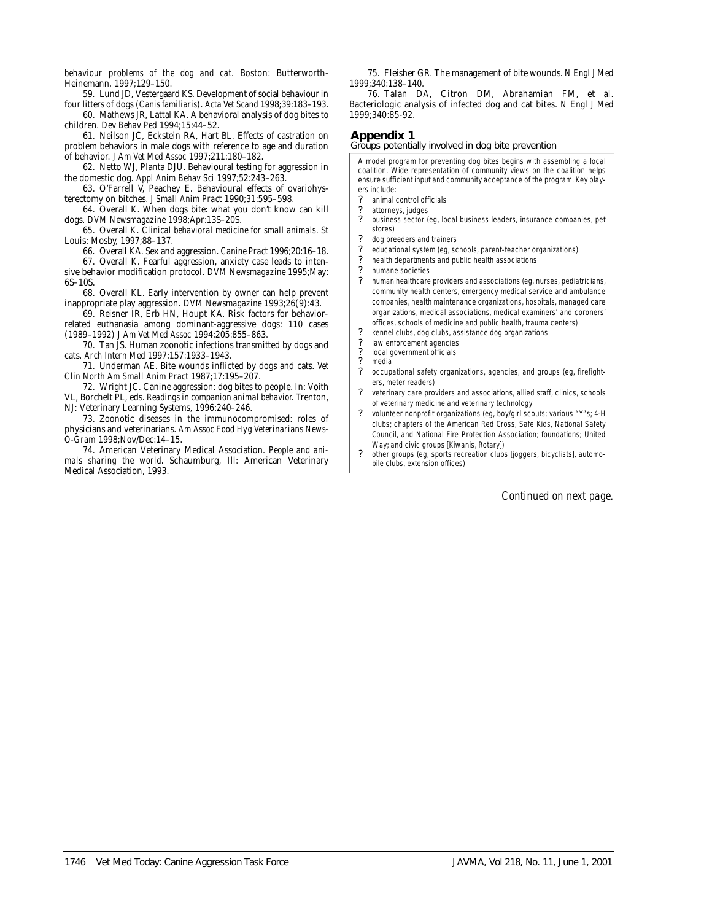*behaviour problems of the dog and cat*. Boston: Butterworth-Heinemann, 1997;129–150.

59. Lund JD, Vestergaard KS. Development of social behaviour in four litters of dogs (*Canis familiaris*). *Acta Vet Scand* 1998;39:183–193.

60. Mathews JR, Lattal KA. A behavioral analysis of dog bites to children. *Dev Behav Ped* 1994;15:44–52.

61. Neilson JC, Eckstein RA, Hart BL. Effects of castration on problem behaviors in male dogs with reference to age and duration of behavior. *J Am Vet Med Assoc* 1997;211:180–182.

62. Netto WJ, Planta DJU. Behavioural testing for aggression in the domestic dog. *Appl Anim Behav Sci* 1997;52:243–263.

63. O'Farrell V, Peachey E. Behavioural effects of ovariohysterectomy on bitches. *J Small Anim Pract* 1990;31:595–598.

64. Overall K. When dogs bite: what you don't know can kill dogs. *DVM Newsmagazine* 1998;Apr:13S–20S.

65. Overall K. *Clinical behavioral medicine for small animals*. St Louis: Mosby, 1997;88–137.

66. Overall KA. Sex and aggression. *Canine Pract* 1996;20:16–18.

67. Overall K. Fearful aggression, anxiety case leads to intensive behavior modification protocol. *DVM Newsmagazine* 1995;May: 6S–10S.

68. Overall KL. Early intervention by owner can help prevent inappropriate play aggression. *DVM Newsmagazine* 1993;26(9):43.

69. Reisner IR, Erb HN, Houpt KA. Risk factors for behavior-related euthanasia among dominant-aggressive dogs: 110 cases (1989–1992) *J Am Vet Med Assoc* 1994;205:855–863.

70. Tan JS. Human zoonotic infections transmitted by dogs and cats. *Arch Intern Med* 1997;157:1933–1943.

71. Underman AE. Bite wounds inflicted by dogs and cats. *Vet Clin North Am Small Anim Pract* 1987;17:195–207.

72. Wright JC. Canine aggression: dog bites to people. In: Voith VL, Borchelt PL, eds. *Readings in companion animal behavior*. Trenton, NJ: Veterinary Learning Systems, 1996:240–246.

73. Zoonotic diseases in the immunocompromised: roles of physicians and veterinarians. *Am Assoc Food Hyg Veterinarians News-O-Gram* 1998;Nov/Dec:14–15.

74. American Veterinary Medical Association. *People and animals sharing the world*. Schaumburg, Ill: American Veterinary Medical Association, 1993.

75. Fleisher GR. The management of bite wounds. *N Engl J Med* 1999;340:138–140.

76. Talan DA, Citron DM, Abrahamian FM, et al. Bacteriologic analysis of infected dog and cat bites. *N Engl J Med* 1999;340:85-92.

## Appendix 1

Groups potentially involved in dog bite prevention

A model program for preventing dog bites begins with assembling a local coalition. Wide representation of community views on the coalition helps ensure sufficient input and community acceptance of the program. Key players include:

- animal control officials
- attorneys, judges
- business sector (eg, local business leaders, insurance companies, pet stores)
- dog breeders and trainers
- educational system (eg, schools, parent-teacher organizations)
- health departments and public health associations
- humane societies
- human healthcare providers and associations (eg, nurses, pediatricians, community health centers, emergency medical service and ambulance companies, health maintenance organizations, hospitals, managed care organizations, medical associations, medical examiners' and coroners' offices, schools of medicine and public health, trauma centers)
- kennel clubs, dog clubs, assistance dog organizations
- law enforcement agencies
- local government officials
- media
- occupational safety organizations, agencies, and groups (eg, firefighters, meter readers)
- veterinary care providers and associations, allied staff, clinics, schools of veterinary medicine and veterinary technology
- volunteer nonprofit organizations (eg, boy/girl scouts; various "Y"s; 4-H clubs; chapters of the American Red Cross, Safe Kids, National Safety Council, and National Fire Protection Association; foundations; United Way; and civic groups [Kiwanis, Rotary])
- other groups (eg, sports recreation clubs [joggers, bicyclists], automobile clubs, extension offices)

*Continued on next page.*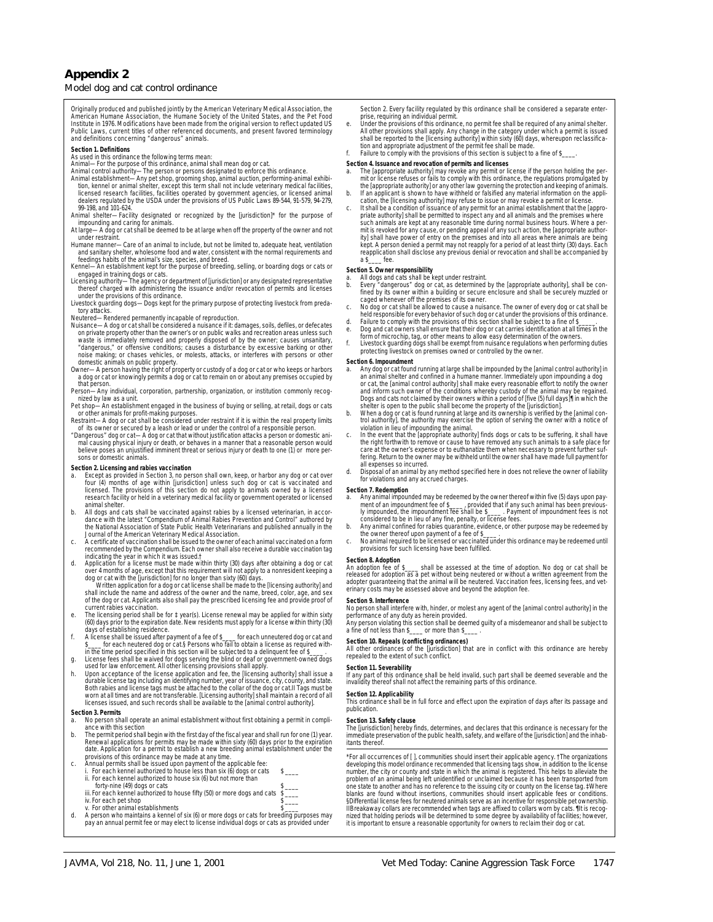## Appendix 2

Model dog and cat control ordinance

Originally produced and published jointly by the American Veterinary Medical Association, the American Humane Association, the Humane Society of the United States, and the Pet Food Institute in 1976. Modifications have been made from the original version to reflect updated US Public Laws, current titles of other referenced documents, and present favored terminology and definitions concerning "dangerous" animals.

**Section 1. Definitions**

As used in this ordinance the following terms mean:

Animal—For the purpose of this ordinance, animal shall mean dog or cat.

Animal control authority—The person or persons designated to enforce this ordinance.

Animal establishment—Any pet shop, grooming shop, animal auction, performing-animal exhibition, kennel or animal shelter, except this term shall not include veterinary medical facilities, licensed research facilities, facilities operated by government agencies, or licensed animal dealers regulated by the USDA under the provisions of US Public Laws 89-544, 91-579, 94-279, 99-198, and 101-624.

Animal shelter—Facility designated or recognized by the [jurisdiction]* for the purpose of impounding and caring for animals.

At large—A dog or cat shall be deemed to be at large when off the property of the owner and not under restraint.

Humane manner—Care of an animal to include, but not be limited to, adequate heat, ventilation and sanitary shelter, wholesome food and water, consistent with the normal requirements and feedings habits of the animal's size, species, and breed.

Kennel—An establishment kept for the purpose of breeding, selling, or boarding dogs or cats or engaged in training dogs or cats.

Licensing authority—The agency or department of [jurisdiction] or any designated representative thereof charged with administering the issuance and/or revocation of permits and licenses under the provisions of this ordinance.

Livestock guarding dogs—Dogs kept for the primary purpose of protecting livestock from predatory attacks.

Neutered—Rendered permanently incapable of reproduction.

Nuisance—A dog or cat shall be considered a nuisance if it: damages, soils, defiles, or defecates on private property other than the owner's or on public walks and recreation areas unless such waste is immediately removed and properly disposed of by the owner; causes unsanitary, "dangerous," or offensive conditions; causes a disturbance by excessive barking or other noise making; or chases vehicles, or molests, attacks, or interferes with persons or other domestic animals on public property.

Owner—A person having the right of property or custody of a dog or cat or who keeps or harbors a dog or cat or knowingly permits a dog or cat to remain on or about any premises occupied by that person.

Person—Any individual, corporation, partnership, organization, or institution commonly recognized by law as a unit.

Pet shop—An establishment engaged in the business of buying or selling, at retail, dogs or cats or other animals for profit-making purposes.

Restraint—A dog or cat shall be considered under restraint if it is within the real property limits of its owner or secured by a leash or lead or under the control of a responsible person.

"Dangerous" dog or cat—A dog or cat that without justification attacks a person or domestic animal causing physical injury or death, or behaves in a manner that a reasonable person would believe poses an unjustified imminent threat or serious injury or death to one (1) or more persons or domestic animals.

**Section 2. Licensing and rabies vaccination**

a. Except as provided in Section 3, no person shall own, keep, or harbor any dog or cat over four (4) months of age within [jurisdiction] unless such dog or cat is vaccinated and licensed. The provisions of this section do not apply to animals owned by a licensed research facility or held in a veterinary medical facility or government operated or licensed animal shelter.

b. All dogs and cats shall be vaccinated against rabies by a licensed veterinarian, in accordance with the latest "Compendium of Animal Rabies Prevention and Control" authored by the National Association of State Public Health Veterinarians and published annually in the Journal of the American Veterinary Medical Association.

c. A certificate of vaccination shall be issued to the owner of each animal vaccinated on a form recommended by the Compendium. Each owner shall also receive a durable vaccination tag indicating the year in which it was issued.†

d. Application for a license must be made within thirty (30) days after obtaining a dog or cat over 4 months of age, except that this requirement will not apply to a nonresident keeping a dog or cat with the [jurisdiction] for no longer than sixty (60) days.

Written application for a dog or cat license shall be made to the [licensing authority] and shall include the name and address of the owner and the name, breed, color, age, and sex of the dog or cat. Applicants also shall pay the prescribed licensing fee and provide proof of current rabies vaccination.

e. The licensing period shall be for ‡ year(s). License renewal may be applied for within sixty (60) days prior to the expiration date. New residents must apply for a license within thirty (30) days of establishing residence.

f. A license shall be issued after payment of a fee of $____ for each unneutered dog or cat and $____ for each neutered dog or cat.§ Persons who fail to obtain a license as required within the time period specified in this section will be subjected to a delinquent fee of $____.

g. License fees shall be waived for dogs serving the blind or deaf or government-owned dogs used for law enforcement. All other licensing provisions shall apply.

h. Upon acceptance of the license application and fee, the [licensing authority] shall issue a durable license tag including an identifying number, year of issuance, city, county, and state. Both rabies and license tags must be attached to the collar of the dog or cat.‖ Tags must be worn at all times and are not transferable. [Licensing authority] shall maintain a record of all licenses issued, and such records shall be available to the [animal control authority].

**Section 3. Permits**

a. No person shall operate an animal establishment without first obtaining a permit in compliance with this section

b. The permit period shall begin with the first day of the fiscal year and shall run for one (1) year. Renewal applications for permits may be made within sixty (60) days prior to the expiration date. Application for a permit to establish a new breeding animal establishment under the provisions of this ordinance may be made at any time.

c. Annual permits shall be issued upon payment of the applicable fee:
   i. For each kennel authorized to house less than six (6) dogs or cats $____
   ii. For each kennel authorized to house six (6) but not more than forty-nine (49) dogs or cats $____
   iii. For each kennel authorized to house fifty (50) or more dogs and cats $____
   iv. For each pet shop $____
   v. For other animal establishments $____

d. A person who maintains a kennel of six (6) or more dogs or cats for breeding purposes may pay an annual permit fee or may elect to license individual dogs or cats as provided under Section 2. Every facility regulated by this ordinance shall be considered a separate enterprise, requiring an individual permit.

e. Under the provisions of this ordinance, no permit fee shall be required of any animal shelter. All other provisions shall apply. Any change in the category under which a permit is issued shall be reported to the [licensing authority] within sixty (60) days, whereupon reclassification and appropriate adjustment of the permit fee shall be made.

f. Failure to comply with the provisions of this section is subject to a fine of $____.

**Section 4. Issuance and revocation of permits and licenses**

a. The [appropriate authority] may revoke any permit or license if the person holding the permit or license refuses or fails to comply with this ordinance, the regulations promulgated by the [appropriate authority] or any other law governing the protection and keeping of animals.

b. If an applicant is shown to have withheld or falsified any material information on the application, the [licensing authority] may refuse to issue or may revoke a permit or license.

c. It shall be a condition of issuance of any permit for an animal establishment that the [appropriate authority] shall be permitted to inspect any and all animals and the premises where such animals are kept at any reasonable time during normal business hours. Where a permit is revoked for any cause, or pending appeal of any such action, the [appropriate authority] shall have power of entry on the premises and into all areas where animals are being kept. A person denied a permit may not reapply for a period of at least thirty (30) days. Each reapplication shall disclose any previous denial or revocation and shall be accompanied by a $____ fee.

**Section 5. Owner responsibility**

a. All dogs and cats shall be kept under restraint.

b. Every "dangerous" dog or cat, as determined by the [appropriate authority], shall be confined by its owner within a building or secure enclosure and shall be securely muzzled or caged whenever off the premises of its owner.

c. No dog or cat shall be allowed to cause a nuisance. The owner of every dog or cat shall be held responsible for every behavior of such dog or cat under the provisions of this ordinance.

d. Failure to comply with the provisions of this section shall be subject to a fine of $____.

e. Dog and cat owners shall ensure that their dog or cat carries identification at all times in the form of microchip, tag, or other means to allow easy determination of the owners.

f. Livestock guarding dogs shall be exempt from nuisance regulations when performing duties protecting livestock on premises owned or controlled by the owner.

**Section 6. Impoundment**

a. Any dog or cat found running at large shall be impounded by the [animal control authority] in an animal shelter and confined in a humane manner. Immediately upon impounding a dog or cat, the [animal control authority] shall make every reasonable effort to notify the owner and inform such owner of the conditions whereby custody of the animal may be regained. Dogs and cats not claimed by their owners within a period of [five (5) full days]¶ in which the shelter is open to the public shall become the property of the [jurisdiction].

b. When a dog or cat is found running at large and its ownership is verified by the [animal control authority], the authority may exercise the option of serving the owner with a notice of violation in lieu of impounding the animal.

c. In the event that the [appropriate authority] finds dogs or cats to be suffering, it shall have the right forthwith to remove or cause to have removed any such animals to a safe place for care at the owner's expense or to euthanatize them when necessary to prevent further suffering. Return to the owner may be withheld until the owner shall have made full payment for all expenses so incurred.

d. Disposal of an animal by any method specified here in does not relieve the owner of liability for violations and any accrued charges.

**Section 7. Redemption**

a. Any animal impounded may be redeemed by the owner thereof within five (5) days upon payment of an impoundment fee of $____, provided that if any such animal has been previously impounded, the impoundment fee shall be $____. Payment of impoundment fees is not considered to be in lieu of any fine, penalty, or license fees.

b. Any animal confined for rabies quarantine, evidence, or other purpose may be redeemed by the owner thereof upon payment of a fee of $____.

c. No animal required to be licensed or vaccinated under this ordinance may be redeemed until provisions for such licensing have been fulfilled.

**Section 8. Adoption**

An adoption fee of $____ shall be assessed at the time of adoption. No dog or cat shall be released for adoption as a pet without being neutered or without a written agreement from the adopter guaranteeing that the animal will be neutered. Vaccination fees, licensing fees, and veterinary costs may be assessed above and beyond the adoption fee.

**Section 9. Interference**

No person shall interfere with, hinder, or molest any agent of the [animal control authority] in the performance of any duty as herein provided.

Any person violating this section shall be deemed guilty of a misdemeanor and shall be subject to a fine of not less than $____ or more than $____.

**Section 10. Repeals (conflicting ordinances)**

All other ordinances of the [jurisdiction] that are in conflict with this ordinance are hereby repealed to the extent of such conflict.

**Section 11. Severability**

If any part of this ordinance shall be held invalid, such part shall be deemed severable and the invalidity thereof shall not affect the remaining parts of this ordinance.

**Section 12. Applicability**

This ordinance shall be in full force and effect upon the expiration of days after its passage and publication.

**Section 13. Safety clause**

The [jurisdiction] hereby finds, determines, and declares that this ordinance is necessary for the immediate preservation of the public health, safety, and welfare of the [jurisdiction] and the inhabitants thereof.

*For all occurrences of [ ], communities should insert their applicable agency. †The organizations developing this model ordinance recommended that licensing tags show, in addition to the license number, the city or county and state in which the animal is registered. This helps to alleviate the problem of an animal being left unidentified or unclaimed because it has been transported from one state to another and has no reference to the issuing city or county on the license tag. ‡Where blanks are found without insertions, communities should insert applicable fees or conditions. §Differential license fees for neutered animals serve as an incentive for responsible pet ownership. ‖Breakaway collars are recommended when tags are affixed to collars worn by cats. ¶It is recognized that holding periods will be determined to some degree by availability of facilities; however, it is important to ensure a reasonable opportunity for owners to reclaim their dog or cat.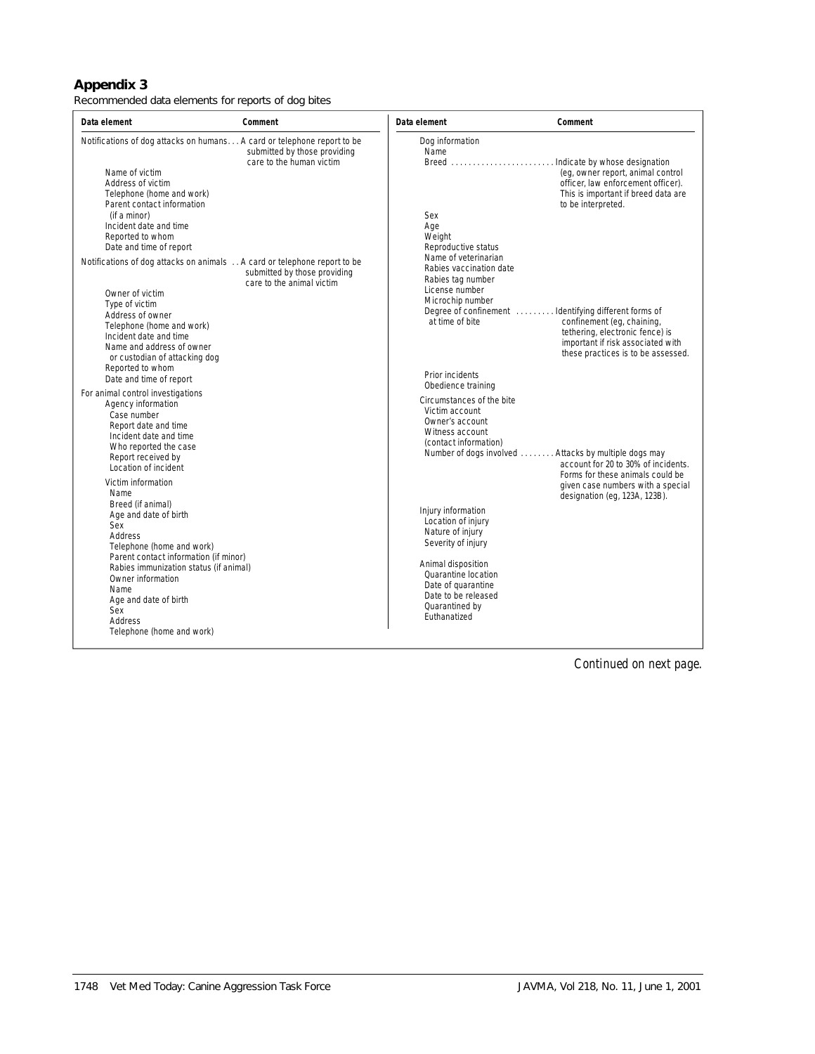## Appendix 3

Recommended data elements for reports of dog bites

| Data element | Comment |
|---|---|
| Notifications of dog attacks on humans | A card or telephone report to be submitted by those providing care to the human victim |
| Name of victim | |
| Address of victim | |
| Telephone (home and work) | |
| Parent contact information (if a minor) | |
| Incident date and time | |
| Reported to whom | |
| Date and time of report | |
| Notifications of dog attacks on animals | A card or telephone report to be submitted by those providing care to the animal victim |
| Owner of victim | |
| Type of victim | |
| Address of owner | |
| Telephone (home and work) | |
| Incident date and time | |
| Name and address of owner or custodian of attacking dog | |
| Reported to whom | |
| Date and time of report | |
| For animal control investigations | |
| Agency information | |
| Case number | |
| Report date and time | |
| Incident date and time | |
| Who reported the case | |
| Report received by | |
| Location of incident | |
| Victim information | |
| Name | |
| Breed (if animal) | |
| Age and date of birth | |
| Sex | |
| Address | |
| Telephone (home and work) | |
| Parent contact information (if minor) | |
| Rabies immunization status (if animal) | |
| Owner information | |
| Name | |
| Age and date of birth | |
| Sex | |
| Address | |
| Telephone (home and work) | |
| Dog information | |
| Name | |
| Breed | Indicate by whose designation (eg, owner report, animal control officer, law enforcement officer). This is important if breed data are to be interpreted. |
| Sex | |
| Age | |
| Weight | |
| Reproductive status | |
| Name of veterinarian | |
| Rabies vaccination date | |
| Rabies tag number | |
| License number | |
| Microchip number | |
| Degree of confinement at time of bite | Identifying different forms of confinement (eg, chaining, tethering, electronic fence) is important if risk associated with these practices is to be assessed. |
| Prior incidents | |
| Obedience training | |
| Circumstances of the bite | |
| Victim account | |
| Owner's account | |
| Witness account (contact information) | |
| Number of dogs involved | Attacks by multiple dogs may account for 20 to 30% of incidents. Forms for these animals could be given case numbers with a special designation (eg, 123A, 123B). |
| Injury information | |
| Location of injury | |
| Nature of injury | |
| Severity of injury | |
| Animal disposition | |
| Quarantine location | |
| Date of quarantine | |
| Date to be released | |
| Quarantined by | |
| Euthanatized | |

*Continued on next page.*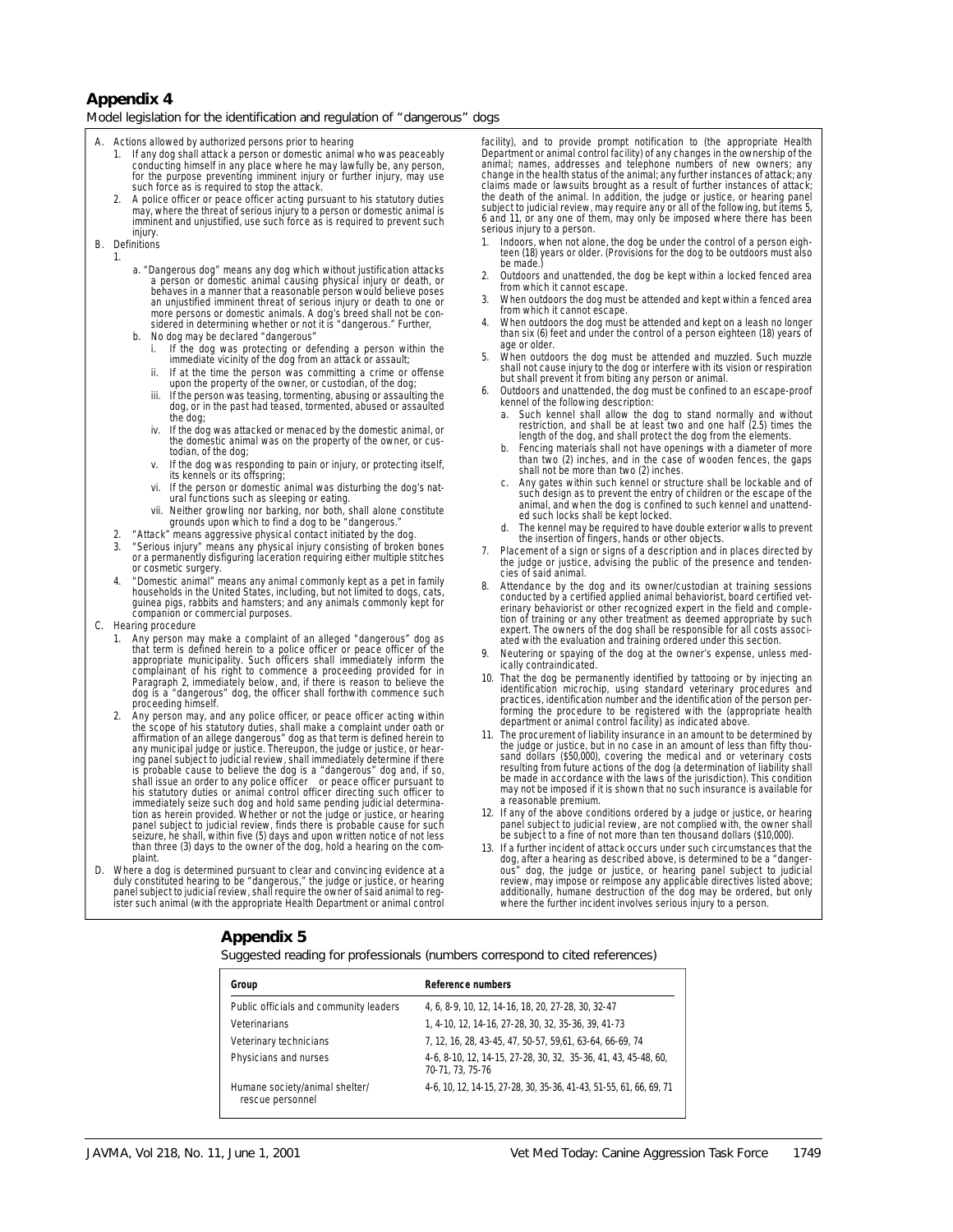## Appendix 4

Model legislation for the identification and regulation of "dangerous" dogs

A. Actions allowed by authorized persons prior to hearing
   1. If any dog shall attack a person or domestic animal who was peaceably conducting himself in any place where he may lawfully be, any person, for the purpose preventing imminent injury or further injury, may use such force as is required to stop the attack.
   2. A police officer or peace officer acting pursuant to his statutory duties may, where the threat of serious injury to a person or domestic animal is imminent and unjustified, use such force as is required to prevent such injury.

B. Definitions
   1.
      a. "Dangerous dog" means any dog which without justification attacks a person or domestic animal causing physical injury or death, or behaves in a manner that a reasonable person would believe poses an unjustified imminent threat of serious injury or death to one or more persons or domestic animals. A dog's breed shall not be considered in determining whether or not it is "dangerous." Further,
      b. No dog may be declared "dangerous"
         i. If the dog was protecting or defending a person within the immediate vicinity of the dog from an attack or assault;
         ii. If at the time the person was committing a crime or offense upon the property of the owner, or custodian, of the dog;
         iii. If the person was teasing, tormenting, abusing or assaulting the dog, or in the past had teased, tormented, abused or assaulted the dog;
         iv. If the dog was attacked or menaced by the domestic animal, or the domestic animal was on the property of the owner, or custodian, of the dog;
         v. If the dog was responding to pain or injury, or protecting itself, its kennels or its offspring;
         vi. If the person or domestic animal was disturbing the dog's natural functions such as sleeping or eating.
         vii. Neither growling nor barking, nor both, shall alone constitute grounds upon which to find a dog to be "dangerous."
   2. "Attack" means aggressive physical contact initiated by the dog.
   3. "Serious injury" means any physical injury consisting of broken bones or a permanently disfiguring laceration requiring either multiple stitches or cosmetic surgery.
   4. "Domestic animal" means any animal commonly kept as a pet in family households in the United States, including, but not limited to dogs, cats, guinea pigs, rabbits and hamsters; and any animals commonly kept for companion or commercial purposes.

C. Hearing procedure
   1. Any person may make a complaint of an alleged "dangerous" dog as that term is defined herein to a police officer or peace officer of the appropriate municipality. Such officers shall immediately inform the complainant of his right to commence a proceeding provided for in Paragraph 2, immediately below, and, if there is reason to believe the dog is a "dangerous" dog, the officer shall forthwith commence such proceeding himself.
   2. Any person may, and any police officer, or peace officer acting within the scope of his statutory duties, shall make a complaint under oath or affirmation of an allege dangerous" dog as that term is defined herein to any municipal judge or justice. Thereupon, the judge or justice, or hearing panel subject to judicial review, shall immediately determine if there is probable cause to believe the dog is a "dangerous" dog and, if so, shall issue an order to any police officer or peace officer pursuant to his statutory duties or animal control officer directing such officer to immediately seize such dog and hold same pending judicial determination as herein provided. Whether or not the judge or justice, or hearing panel subject to judicial review, finds there is probable cause for such seizure, he shall, within five (5) days and upon written notice of not less than three (3) days to the owner of the dog, hold a hearing on the complaint.

D. Where a dog is determined pursuant to clear and convincing evidence at a duly constituted hearing to be "dangerous," the judge or justice, or hearing panel subject to judicial review, shall require the owner of said animal to register such animal (with the appropriate Health Department or animal control facility), and to provide prompt notification to (the appropriate Health Department or animal control facility) of any changes in the ownership of the animal; names, addresses and telephone numbers of new owners; any change in the health status of the animal; any further instances of attack; any claims made or lawsuits brought as a result of further instances of attack; the death of the animal. In addition, the judge or justice, or hearing panel subject to judicial review, may require any or all of the following, but items 5, 6 and 11, or any one of them, may only be imposed where there has been serious injury to a person.
   1. Indoors, when not alone, the dog be under the control of a person eighteen (18) years or older. (Provisions for the dog to be outdoors must also be made.)
   2. Outdoors and unattended, the dog be kept within a locked fenced area from which it cannot escape.
   3. When outdoors the dog must be attended and kept within a fenced area from which it cannot escape.
   4. When outdoors the dog must be attended and kept on a leash no longer than six (6) feet and under the control of a person eighteen (18) years of age or older.
   5. When outdoors the dog must be attended and muzzled. Such muzzle shall not cause injury to the dog or interfere with its vision or respiration but shall prevent it from biting any person or animal.
   6. Outdoors and unattended, the dog must be confined to an escape-proof kennel of the following description:
      a. Such kennel shall allow the dog to stand normally and without restriction, and shall be at least two and one half (2.5) times the length of the dog, and shall protect the dog from the elements.
      b. Fencing materials shall not have openings with a diameter of more than two (2) inches, and in the case of wooden fences, the gaps shall not be more than two (2) inches.
      c. Any gates within such kennel or structure shall be lockable and of such design as to prevent the entry of children or the escape of the animal, and when the dog is confined to such kennel and unattended such locks shall be kept locked.
      d. The kennel may be required to have double exterior walls to prevent the insertion of fingers, hands or other objects.
   7. Placement of a sign or signs of a description and in places directed by the judge or justice, advising the public of the presence and tendencies of said animal.
   8. Attendance by the dog and its owner/custodian at training sessions conducted by a certified applied animal behaviorist, board certified veterinary behaviorist or other recognized expert in the field and completion of training or any other treatment as deemed appropriate by such expert. The owners of the dog shall be responsible for all costs associated with the evaluation and training ordered under this section.
   9. Neutering or spaying of the dog at the owner's expense, unless medically contraindicated.
   10. That the dog be permanently identified by tattooing or by injecting an identification microchip, using standard veterinary procedures and practices, identification number and the identification of the person performing the procedure to be registered with the (appropriate health department or animal control facility) as indicated above.
   11. The procurement of liability insurance in an amount to be determined by the judge or justice, but in no case in an amount of less than fifty thousand dollars ($50,000), covering the medical and or veterinary costs resulting from future actions of the dog (a determination of liability shall be made in accordance with the laws of the jurisdiction). This condition may not be imposed if it is shown that no such insurance is available for a reasonable premium.
   12. If any of the above conditions ordered by a judge or justice, or hearing panel subject to judicial review, are not complied with, the owner shall be subject to a fine of not more than ten thousand dollars ($10,000).
   13. If a further incident of attack occurs under such circumstances that the dog, after a hearing as described above, is determined to be a "dangerous" dog, the judge or justice, or hearing panel subject to judicial review, may impose or reimpose any applicable directives listed above; additionally, humane destruction of the dog may be ordered, but only where the further incident involves serious injury to a person.

## Appendix 5

Suggested reading for professionals (numbers correspond to cited references)

| Group | Reference numbers |
|---|---|
| Public officials and community leaders | 4, 6, 8-9, 10, 12, 14-16, 18, 20, 27-28, 30, 32-47 |
| Veterinarians | 1, 4-10, 12, 14-16, 27-28, 30, 32, 35-36, 39, 41-73 |
| Veterinary technicians | 7, 12, 16, 28, 43-45, 47, 50-57, 59,61, 63-64, 66-69, 74 |
| Physicians and nurses | 4-6, 8-10, 12, 14-15, 27-28, 30, 32, 35-36, 41, 43, 45-48, 60, 70-71, 73, 75-76 |
| Humane society/animal shelter/ rescue personnel | 4-6, 10, 12, 14-15, 27-28, 30, 35-36, 41-43, 51-55, 61, 66, 69, 71 |